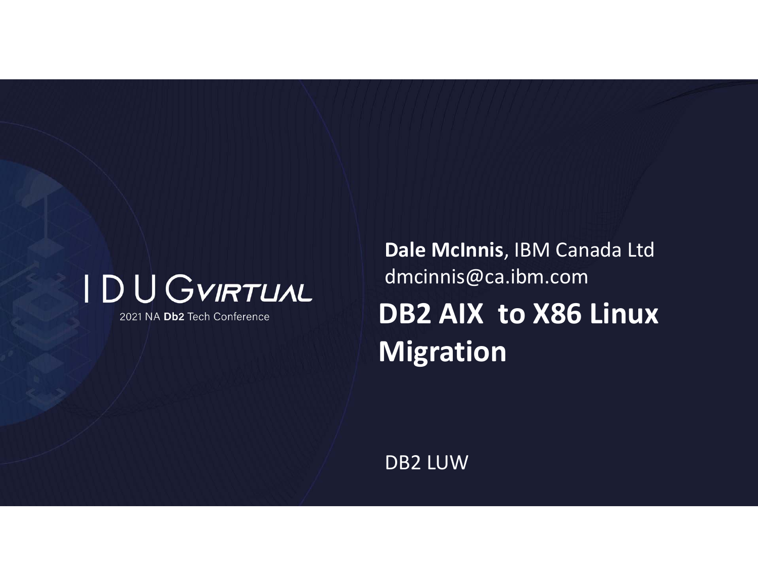I D U G VIRTUAL

2021 NA **Db2** Tech Conference

**Dale McInnis**, IBM Canada Ltd
dmcinnis@ca.ibm.com

# DB2 AIX to X86 Linux Migration

DB2 LUW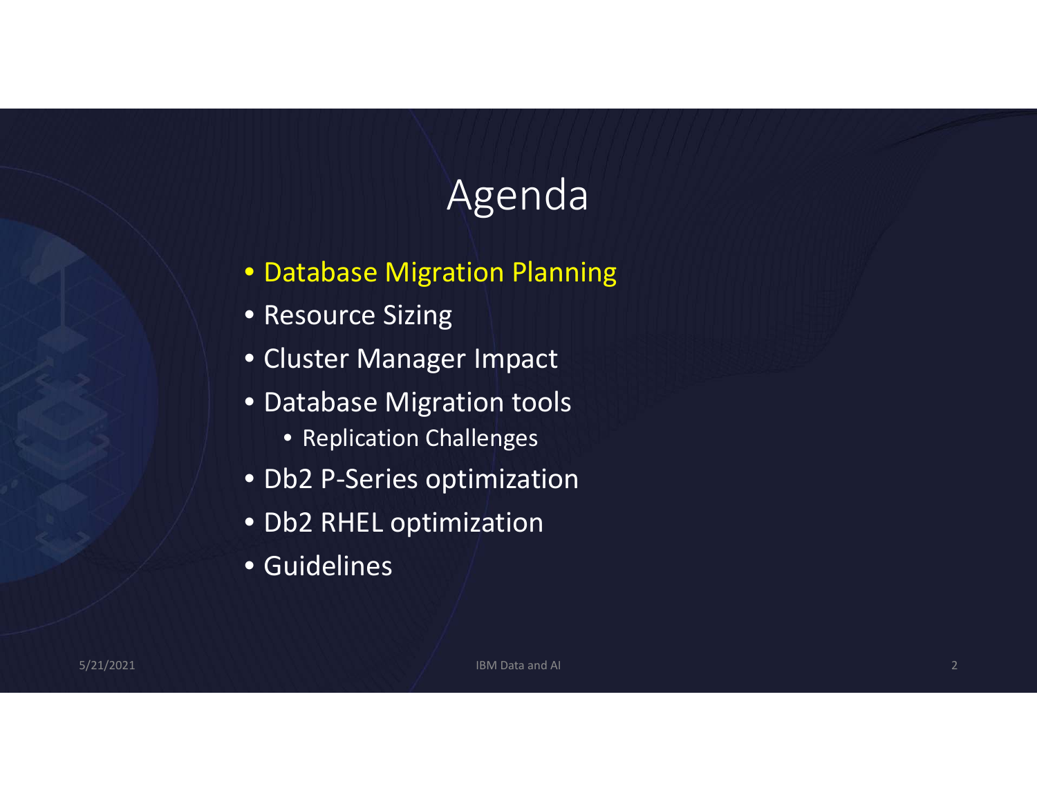# Agenda

- Database Migration Planning
- Resource Sizing
- Cluster Manager Impact
- Database Migration tools
  - Replication Challenges
- Db2 P-Series optimization
- Db2 RHEL optimization
- Guidelines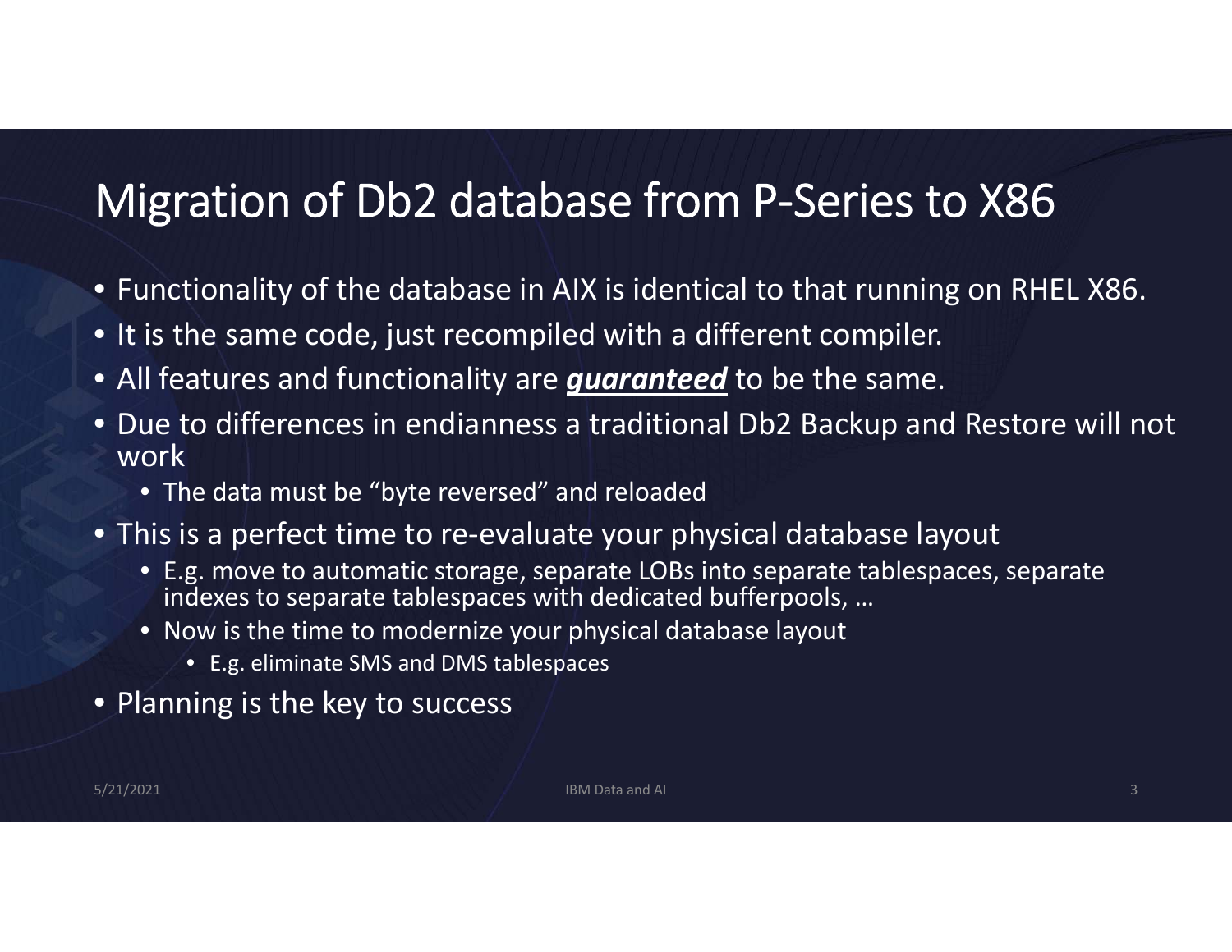# Migration of Db2 database from P-Series to X86

- Functionality of the database in AIX is identical to that running on RHEL X86.
- It is the same code, just recompiled with a different compiler.
- All features and functionality are <u>***guaranteed***</u> to be the same.
- Due to differences in endianness a traditional Db2 Backup and Restore will not work
  - The data must be "byte reversed" and reloaded
- This is a perfect time to re-evaluate your physical database layout
  - E.g. move to automatic storage, separate LOBs into separate tablespaces, separate indexes to separate tablespaces with dedicated bufferpools, …
  - Now is the time to modernize your physical database layout
    - E.g. eliminate SMS and DMS tablespaces
- Planning is the key to success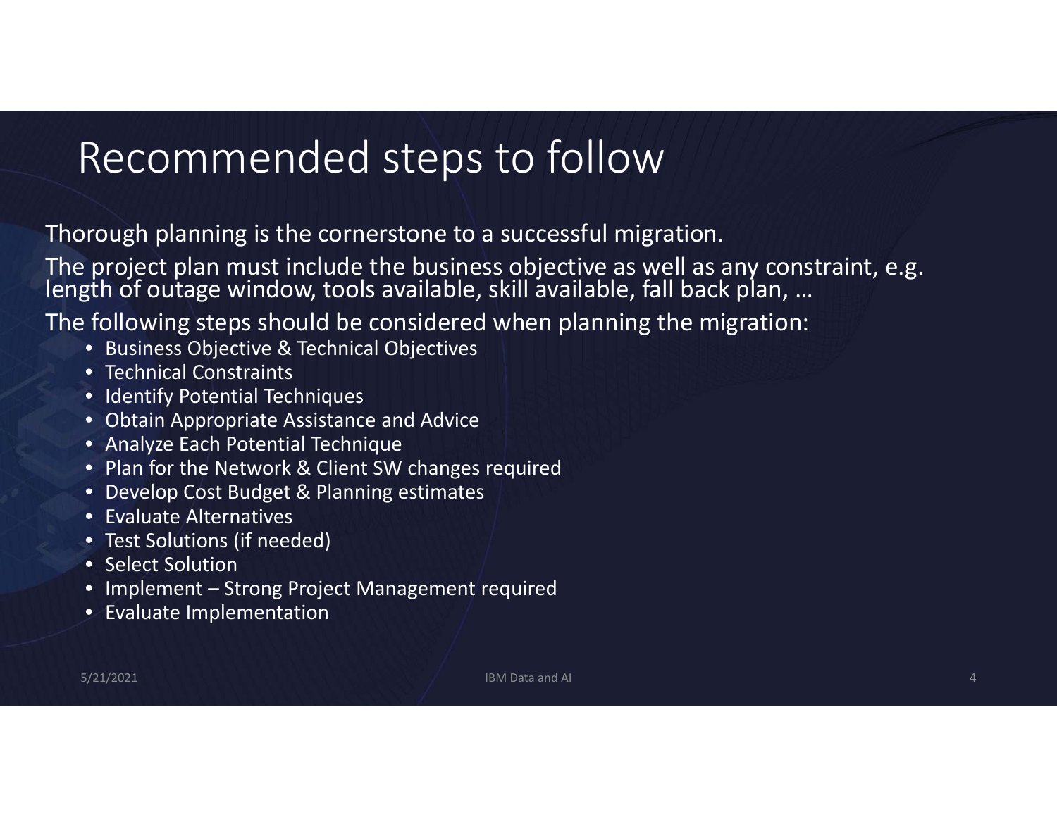# Recommended steps to follow

Thorough planning is the cornerstone to a successful migration.

The project plan must include the business objective as well as any constraint, e.g. length of outage window, tools available, skill available, fall back plan, …

The following steps should be considered when planning the migration:

- Business Objective & Technical Objectives
- Technical Constraints
- Identify Potential Techniques
- Obtain Appropriate Assistance and Advice
- Analyze Each Potential Technique
- Plan for the Network & Client SW changes required
- Develop Cost Budget & Planning estimates
- Evaluate Alternatives
- Test Solutions (if needed)
- Select Solution
- Implement – Strong Project Management required
- Evaluate Implementation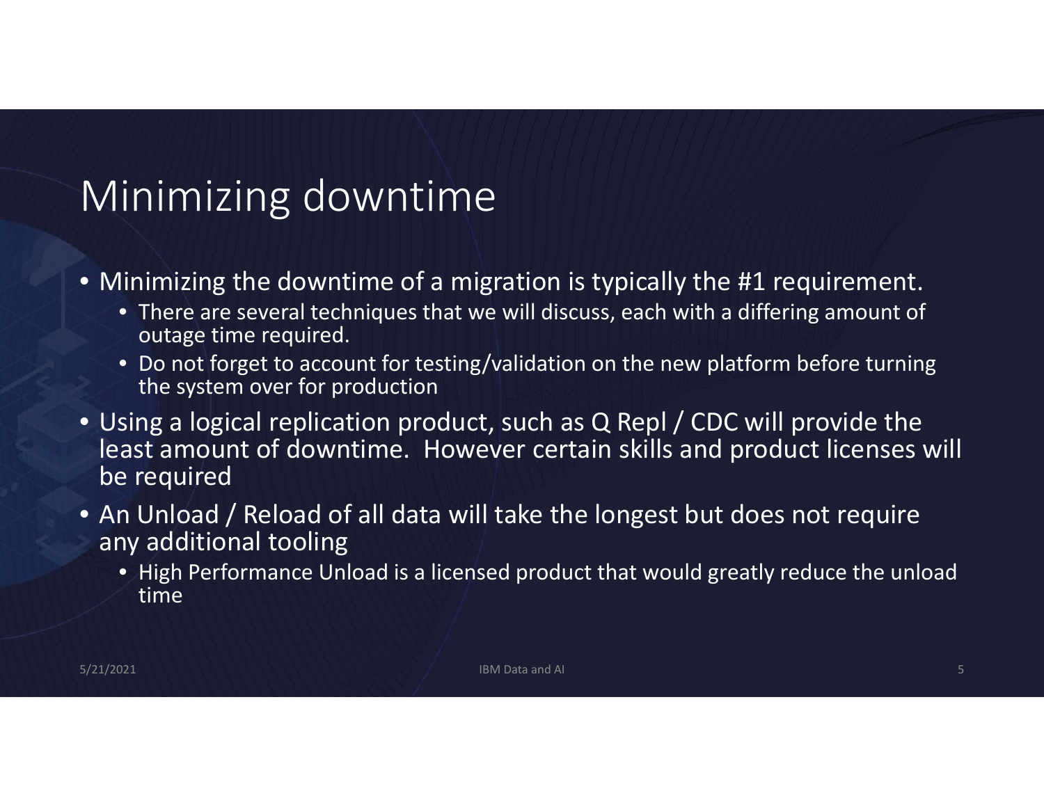# Minimizing downtime

- Minimizing the downtime of a migration is typically the #1 requirement.
  - There are several techniques that we will discuss, each with a differing amount of outage time required.
  - Do not forget to account for testing/validation on the new platform before turning the system over for production
- Using a logical replication product, such as Q Repl / CDC will provide the least amount of downtime. However certain skills and product licenses will be required
- An Unload / Reload of all data will take the longest but does not require any additional tooling
  - High Performance Unload is a licensed product that would greatly reduce the unload time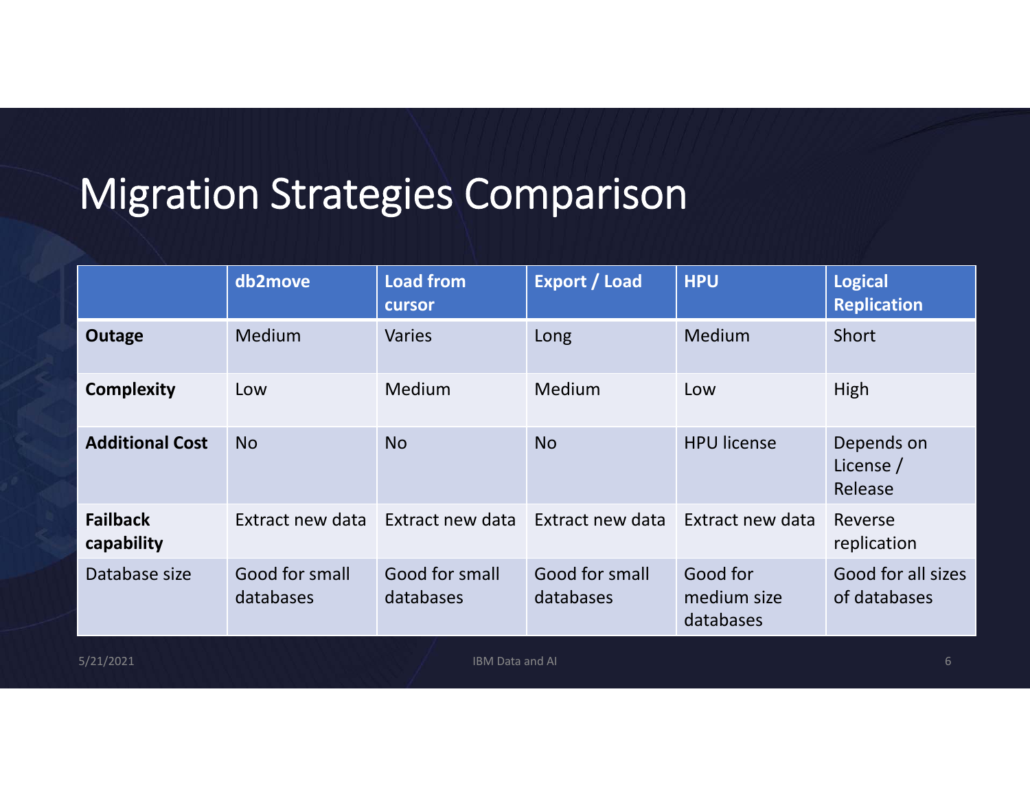# Migration Strategies Comparison

| | db2move | Load from cursor | Export / Load | HPU | Logical Replication |
|---|---|---|---|---|---|
| **Outage** | Medium | Varies | Long | Medium | Short |
| **Complexity** | Low | Medium | Medium | Low | High |
| **Additional Cost** | No | No | No | HPU license | Depends on License / Release |
| **Failback capability** | Extract new data | Extract new data | Extract new data | Extract new data | Reverse replication |
| Database size | Good for small databases | Good for small databases | Good for small databases | Good for medium size databases | Good for all sizes of databases |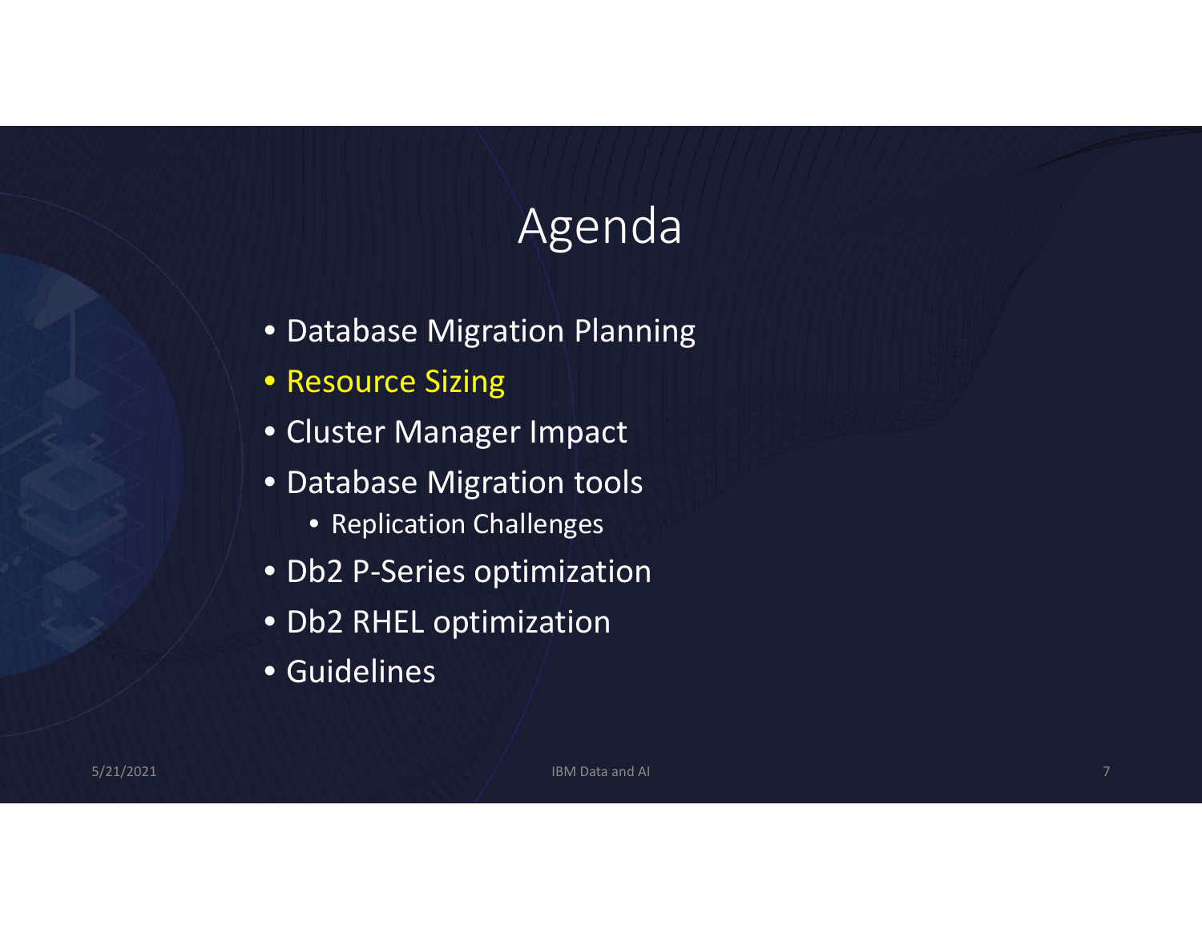# Agenda

- Database Migration Planning
- Resource Sizing
- Cluster Manager Impact
- Database Migration tools
  - Replication Challenges
- Db2 P-Series optimization
- Db2 RHEL optimization
- Guidelines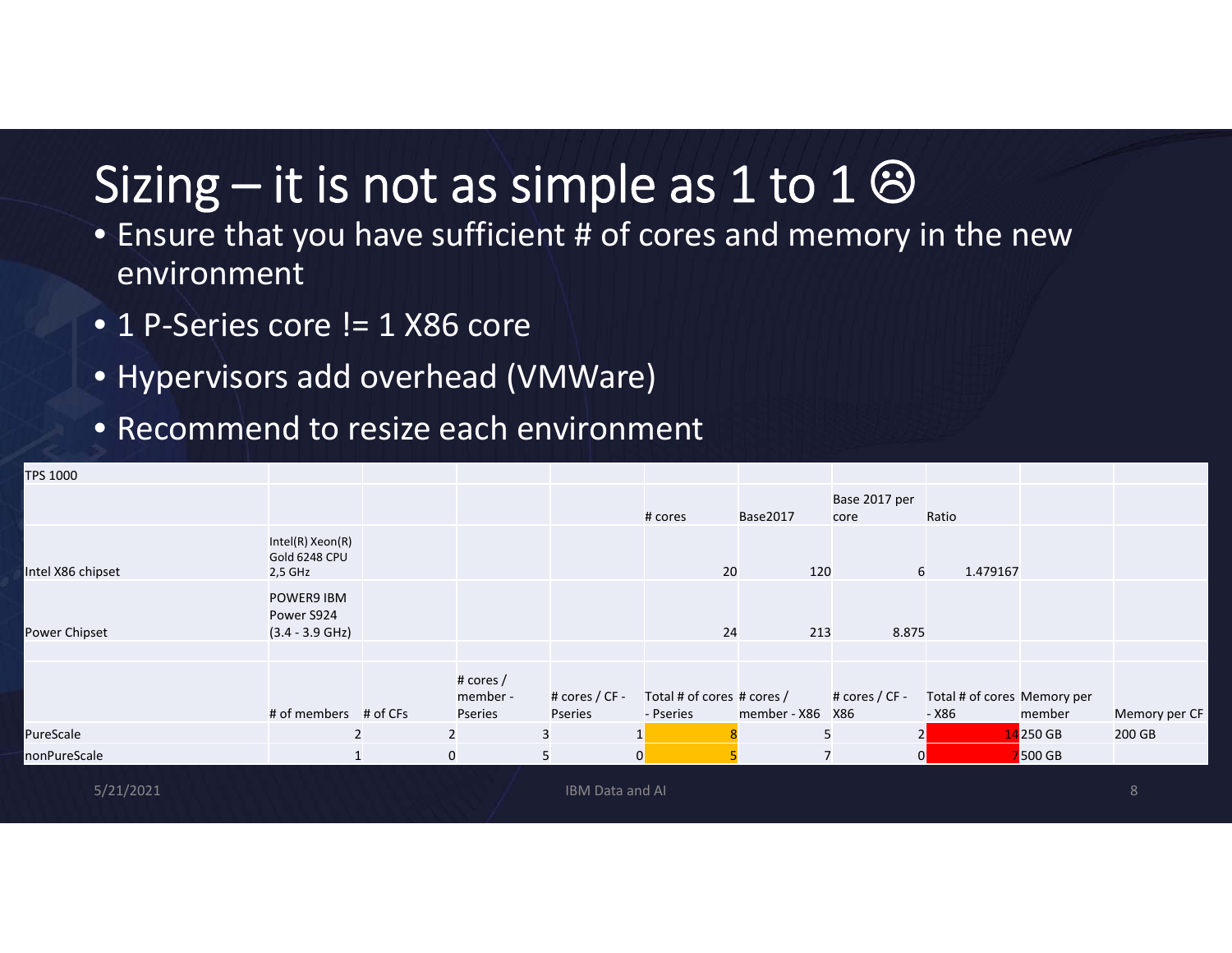# Sizing – it is not as simple as 1 to 1 ☹

- Ensure that you have sufficient # of cores and memory in the new environment
- 1 P-Series core != 1 X86 core
- Hypervisors add overhead (VMWare)
- Recommend to resize each environment

| TPS 1000 | | | | | | | | | | |
|---|---|---|---|---|---|---|---|---|---|---|
| | | | | | # cores | Base2017 | Base 2017 per core | Ratio | | |
| Intel X86 chipset | Intel(R) Xeon(R) Gold 6248 CPU 2,5 GHz | | | | 20 | 120 | 6 | 1.479167 | | |
| Power Chipset | POWER9 IBM Power S924 (3.4 - 3.9 GHz) | | | | 24 | 213 | 8.875 | | | |
| | | | | | | | | | | |
| | # of members | # of CFs | # cores / member - Pseries | # cores / CF - Pseries | Total # of cores - Pseries | # cores / member - X86 | # cores / CF - X86 | Total # of cores - X86 | Memory per member | Memory per CF |
| PureScale | 2 | 2 | 3 | 1 | 8 | 5 | 2 | 14 | 250 GB | 200 GB |
| nonPureScale | 1 | 0 | 5 | 0 | 5 | 7 | 0 | 7 | 500 GB | |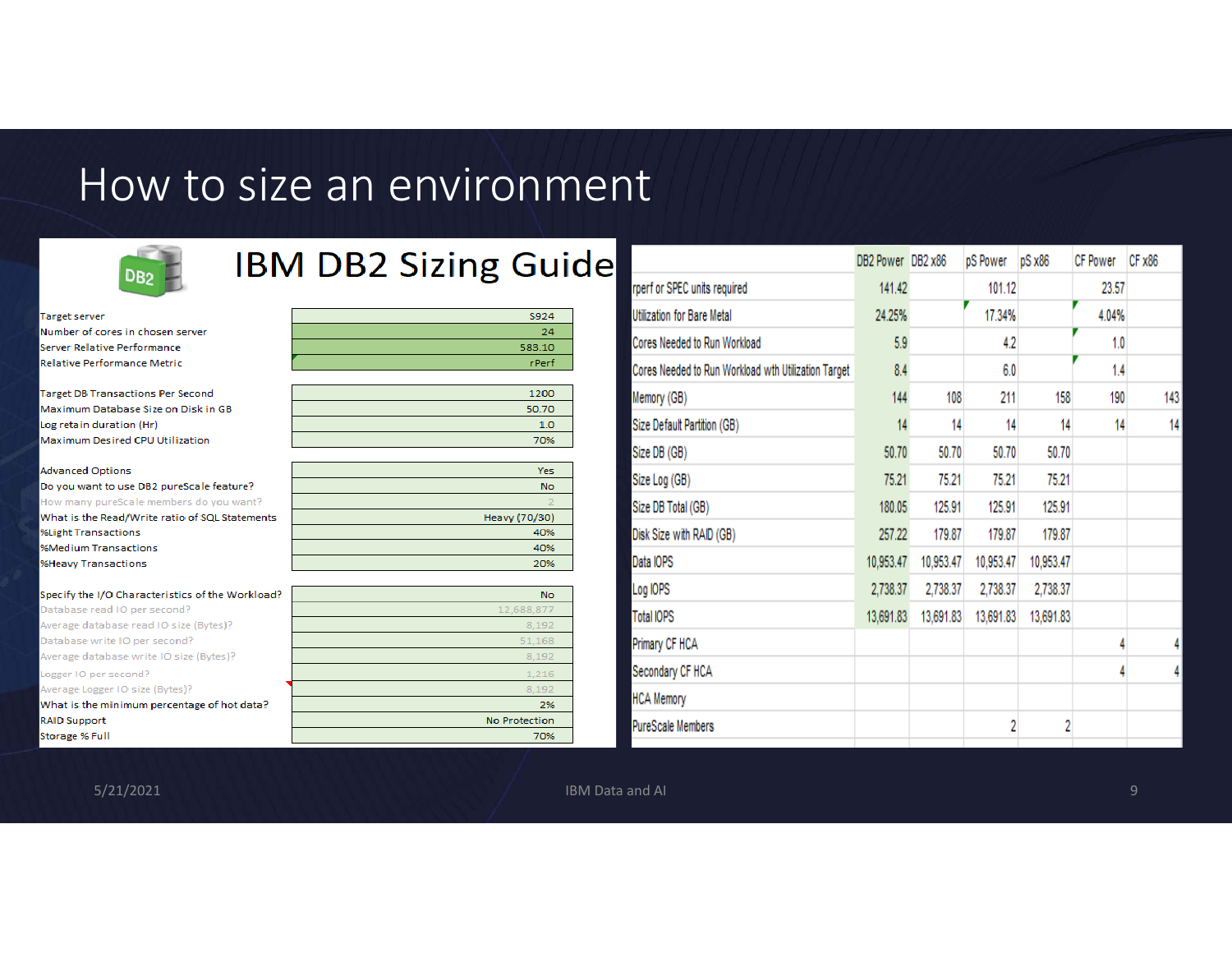# How to size an environment

## IBM DB2 Sizing Guide

| | |
|---|---|
| Target server | S924 |
| Number of cores in chosen server | 24 |
| Server Relative Performance | 583.10 |
| Relative Performance Metric | rPerf |
| Target DB Transactions Per Second | 1200 |
| Maximum Database Size on Disk in GB | 50.70 |
| Log retain duration (Hr) | 1.0 |
| Maximum Desired CPU Utilization | 70% |
| Advanced Options | Yes |
| Do you want to use DB2 pureScale feature? | No |
| How many pureScale members do you want? | 2 |
| What is the Read/Write ratio of SQL Statements | Heavy (70/30) |
| %Light Transactions | 40% |
| %Medium Transactions | 40% |
| %Heavy Transactions | 20% |
| Specify the I/O Characteristics of the Workload? | No |
| Database read IO per second? | 12,688,877 |
| Average database read IO size (Bytes)? | 8,192 |
| Database write IO per second? | 51,168 |
| Average database write IO size (Bytes)? | 8,192 |
| Logger IO per second? | 1,216 |
| Average Logger IO size (Bytes)? | 8,192 |
| What is the minimum percentage of hot data? | 2% |
| RAID Support | No Protection |
| Storage % Full | 70% |

| | DB2 Power | DB2 x86 | pS Power | pS x86 | CF Power | CF x86 |
|---|---|---|---|---|---|---|
| rperf or SPEC units required | 141.42 | | 101.12 | | 23.57 | |
| Utilization for Bare Metal | 24.25% | | 17.34% | | 4.04% | |
| Cores Needed to Run Workload | 5.9 | | 4.2 | | 1.0 | |
| Cores Needed to Run Workload with Utilization Target | 8.4 | | 6.0 | | 1.4 | |
| Memory (GB) | 144 | 108 | 211 | 158 | 190 | 143 |
| Size Default Partition (GB) | 14 | 14 | 14 | 14 | 14 | 14 |
| Size DB (GB) | 50.70 | 50.70 | 50.70 | 50.70 | | |
| Size Log (GB) | 75.21 | 75.21 | 75.21 | 75.21 | | |
| Size DB Total (GB) | 180.05 | 125.91 | 125.91 | 125.91 | | |
| Disk Size with RAID (GB) | 257.22 | 179.87 | 179.87 | 179.87 | | |
| Data IOPS | 10,953.47 | 10,953.47 | 10,953.47 | 10,953.47 | | |
| Log IOPS | 2,738.37 | 2,738.37 | 2,738.37 | 2,738.37 | | |
| Total IOPS | 13,691.83 | 13,691.83 | 13,691.83 | 13,691.83 | | |
| Primary CF HCA | | | | | 4 | 4 |
| Secondary CF HCA | | | | | 4 | 4 |
| HCA Memory | | | | | | |
| PureScale Members | | | 2 | 2 | | |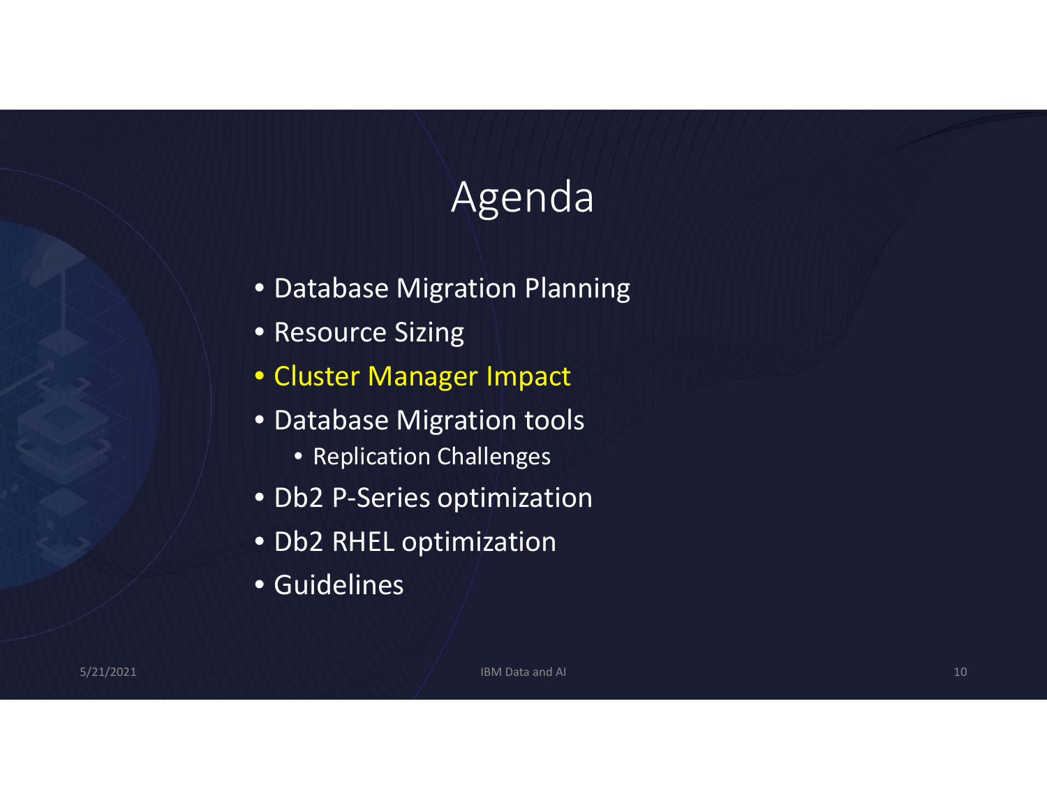# Agenda

- Database Migration Planning
- Resource Sizing
- Cluster Manager Impact
- Database Migration tools
  - Replication Challenges
- Db2 P-Series optimization
- Db2 RHEL optimization
- Guidelines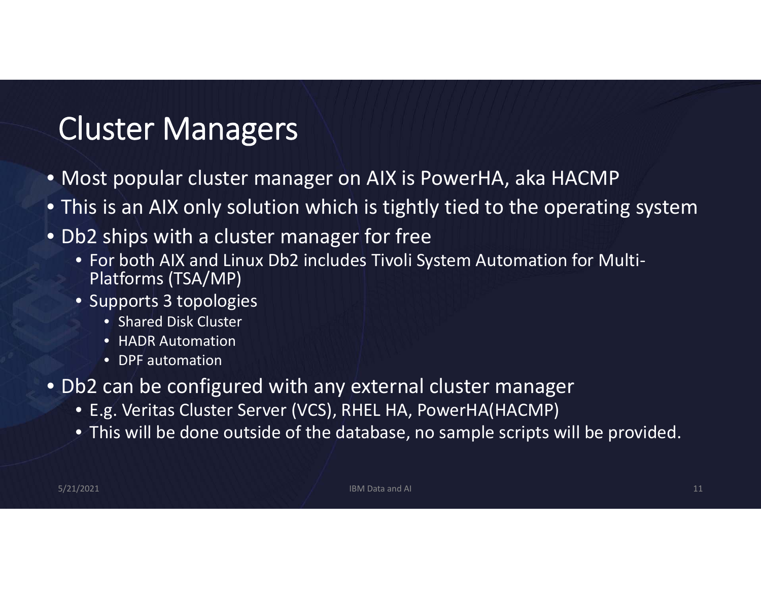# Cluster Managers

- Most popular cluster manager on AIX is PowerHA, aka HACMP
- This is an AIX only solution which is tightly tied to the operating system
- Db2 ships with a cluster manager for free
  - For both AIX and Linux Db2 includes Tivoli System Automation for Multi-Platforms (TSA/MP)
  - Supports 3 topologies
    - Shared Disk Cluster
    - HADR Automation
    - DPF automation
- Db2 can be configured with any external cluster manager
  - E.g. Veritas Cluster Server (VCS), RHEL HA, PowerHA(HACMP)
  - This will be done outside of the database, no sample scripts will be provided.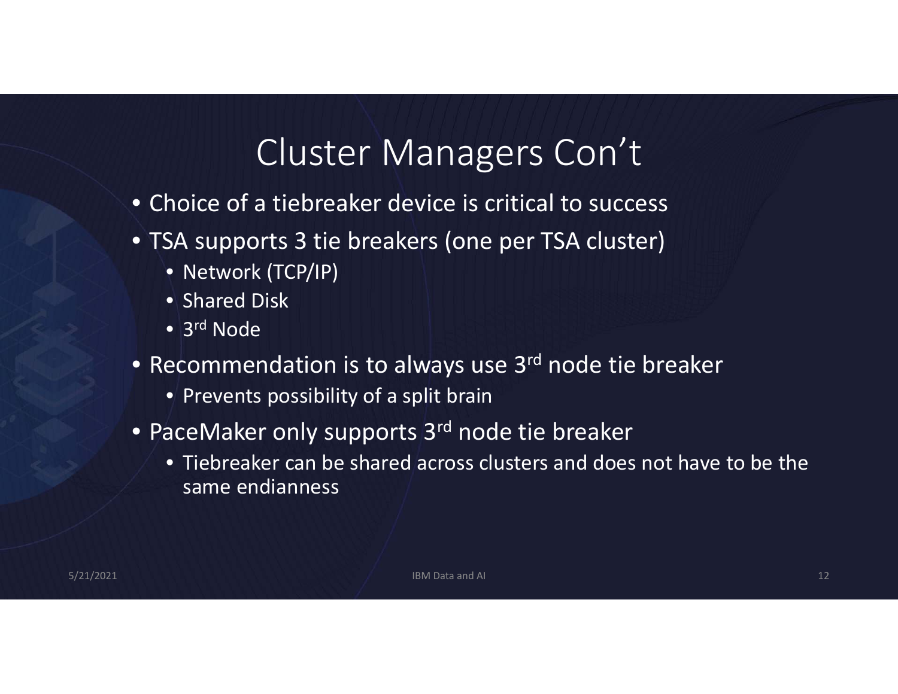# Cluster Managers Con't

- Choice of a tiebreaker device is critical to success
- TSA supports 3 tie breakers (one per TSA cluster)
  - Network (TCP/IP)
  - Shared Disk
  - 3rd Node
- Recommendation is to always use 3rd node tie breaker
  - Prevents possibility of a split brain
- PaceMaker only supports 3rd node tie breaker
  - Tiebreaker can be shared across clusters and does not have to be the same endianness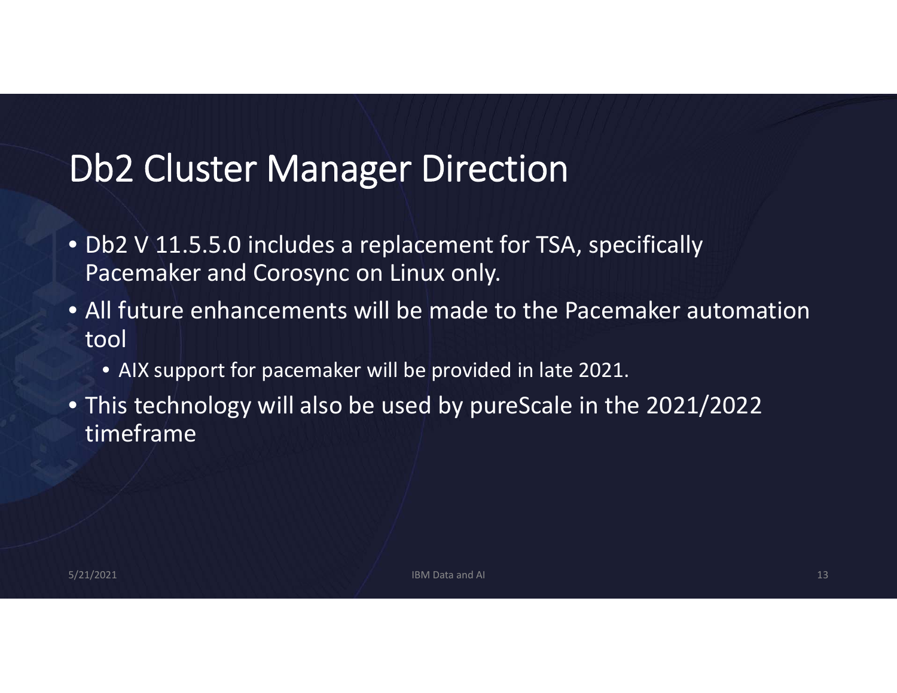# Db2 Cluster Manager Direction

- Db2 V 11.5.5.0 includes a replacement for TSA, specifically Pacemaker and Corosync on Linux only.
- All future enhancements will be made to the Pacemaker automation tool
  - AIX support for pacemaker will be provided in late 2021.
- This technology will also be used by pureScale in the 2021/2022 timeframe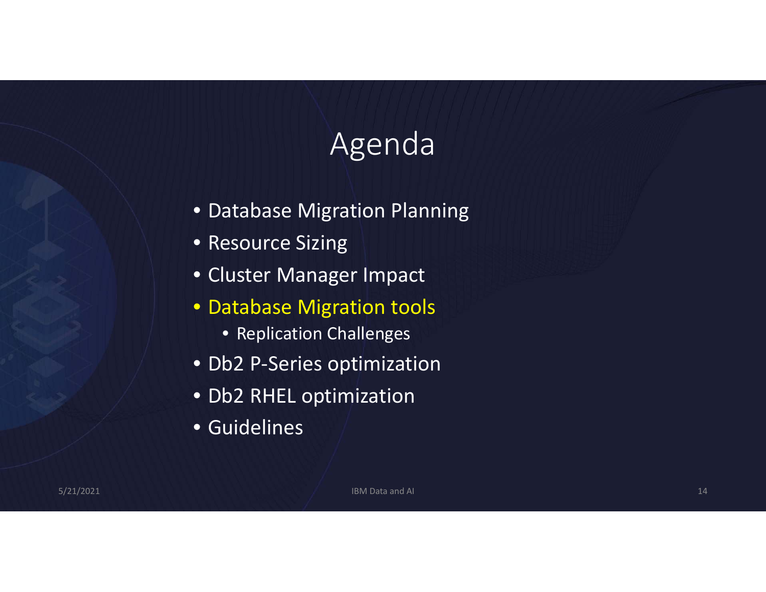# Agenda

- Database Migration Planning
- Resource Sizing
- Cluster Manager Impact
- Database Migration tools
  - Replication Challenges
- Db2 P-Series optimization
- Db2 RHEL optimization
- Guidelines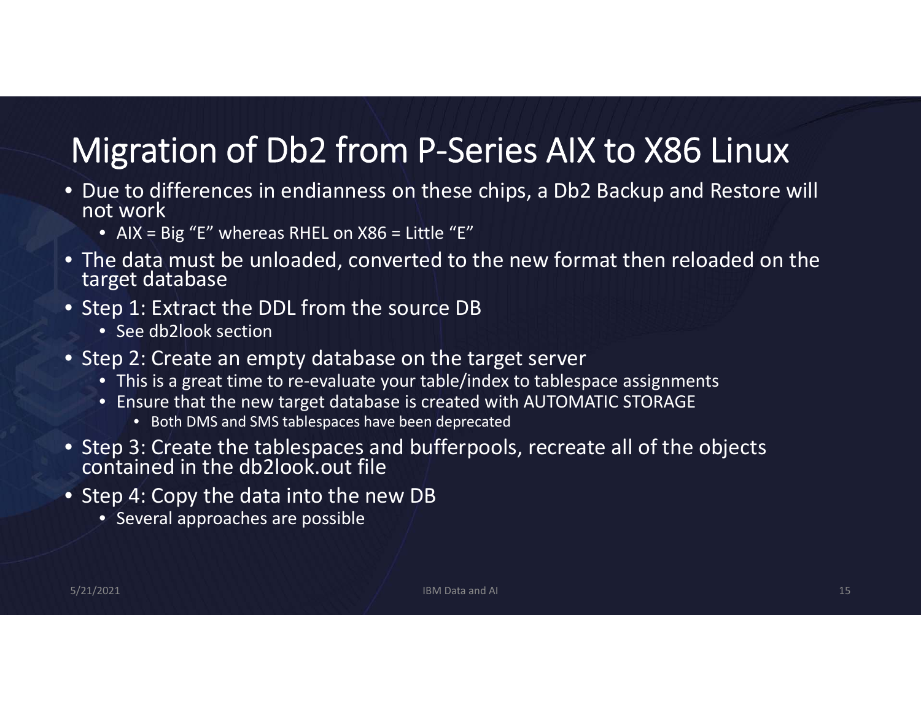# Migration of Db2 from P-Series AIX to X86 Linux

- Due to differences in endianness on these chips, a Db2 Backup and Restore will not work
  - AIX = Big "E" whereas RHEL on X86 = Little "E"
- The data must be unloaded, converted to the new format then reloaded on the target database
- Step 1: Extract the DDL from the source DB
  - See db2look section
- Step 2: Create an empty database on the target server
  - This is a great time to re-evaluate your table/index to tablespace assignments
  - Ensure that the new target database is created with AUTOMATIC STORAGE
    - Both DMS and SMS tablespaces have been deprecated
- Step 3: Create the tablespaces and bufferpools, recreate all of the objects contained in the db2look.out file
- Step 4: Copy the data into the new DB
  - Several approaches are possible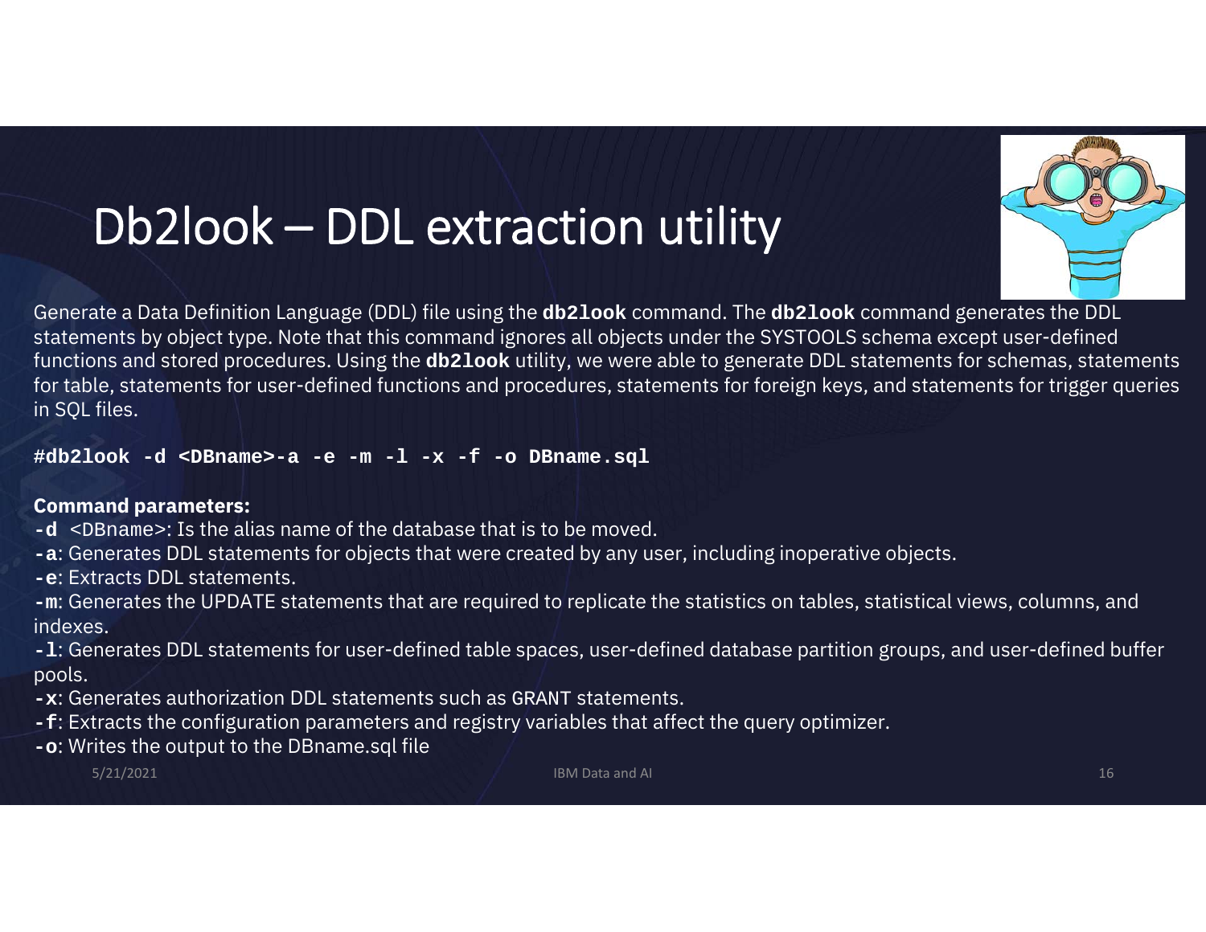# Db2look – DDL extraction utility

Generate a Data Definition Language (DDL) file using the **db2look** command. The **db2look** command generates the DDL statements by object type. Note that this command ignores all objects under the SYSTOOLS schema except user-defined functions and stored procedures. Using the **db2look** utility, we were able to generate DDL statements for schemas, statements for table, statements for user-defined functions and procedures, statements for foreign keys, and statements for trigger queries in SQL files.

```
#db2look -d <DBname>-a -e -m -l -x -f -o DBname.sql
```

**Command parameters:**

**-d** <DBname>: Is the alias name of the database that is to be moved.
**-a**: Generates DDL statements for objects that were created by any user, including inoperative objects.
**-e**: Extracts DDL statements.
**-m**: Generates the UPDATE statements that are required to replicate the statistics on tables, statistical views, columns, and indexes.
**-l**: Generates DDL statements for user-defined table spaces, user-defined database partition groups, and user-defined buffer pools.
**-x**: Generates authorization DDL statements such as GRANT statements.
**-f**: Extracts the configuration parameters and registry variables that affect the query optimizer.
**-o**: Writes the output to the DBname.sql file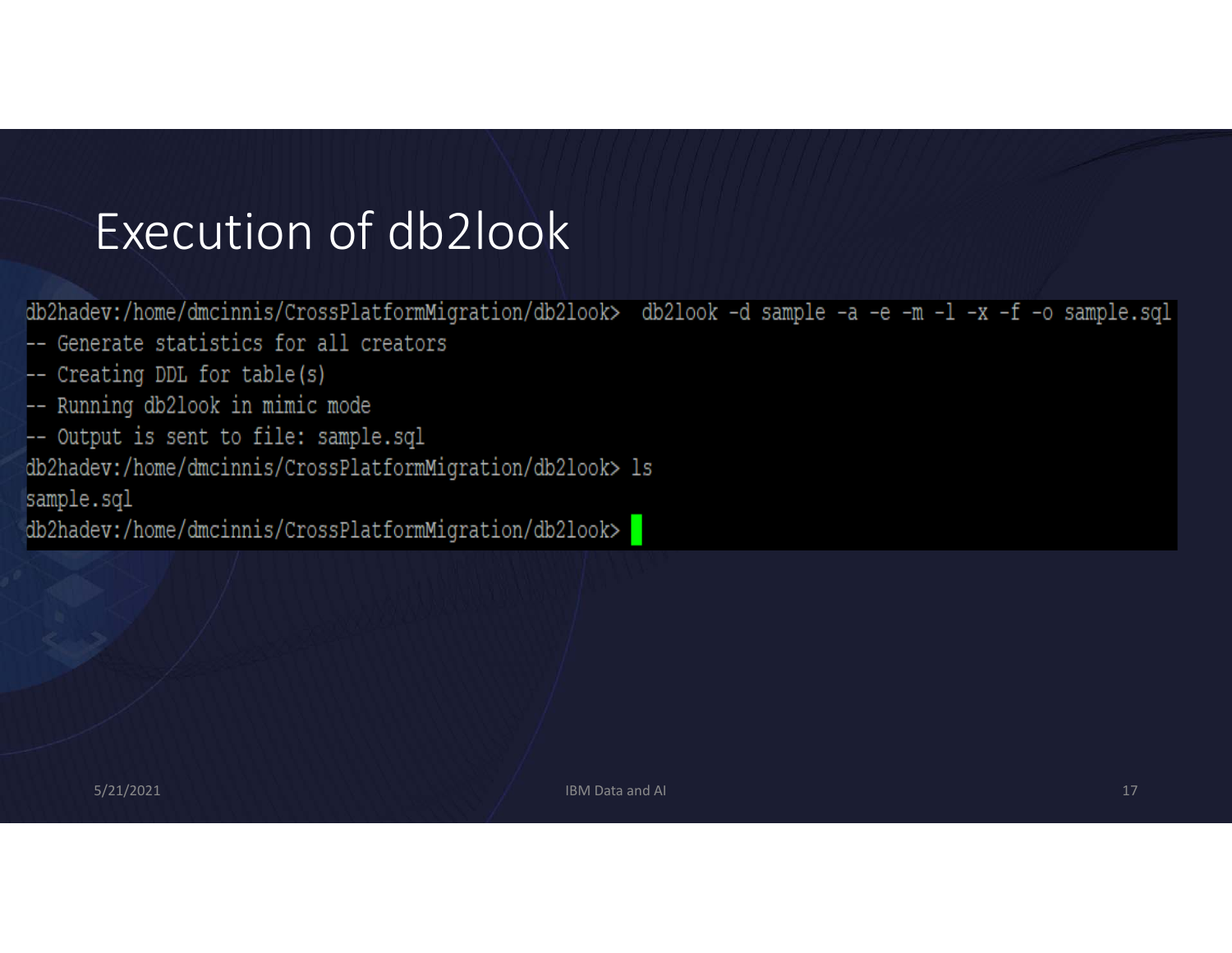# Execution of db2look

```
db2hadev:/home/dmcinnis/CrossPlatformMigration/db2look>  db2look -d sample -a -e -m -l -x -f -o sample.sql
-- Generate statistics for all creators
-- Creating DDL for table(s)
-- Running db2look in mimic mode
-- Output is sent to file: sample.sql
db2hadev:/home/dmcinnis/CrossPlatformMigration/db2look> ls
sample.sql
db2hadev:/home/dmcinnis/CrossPlatformMigration/db2look>
```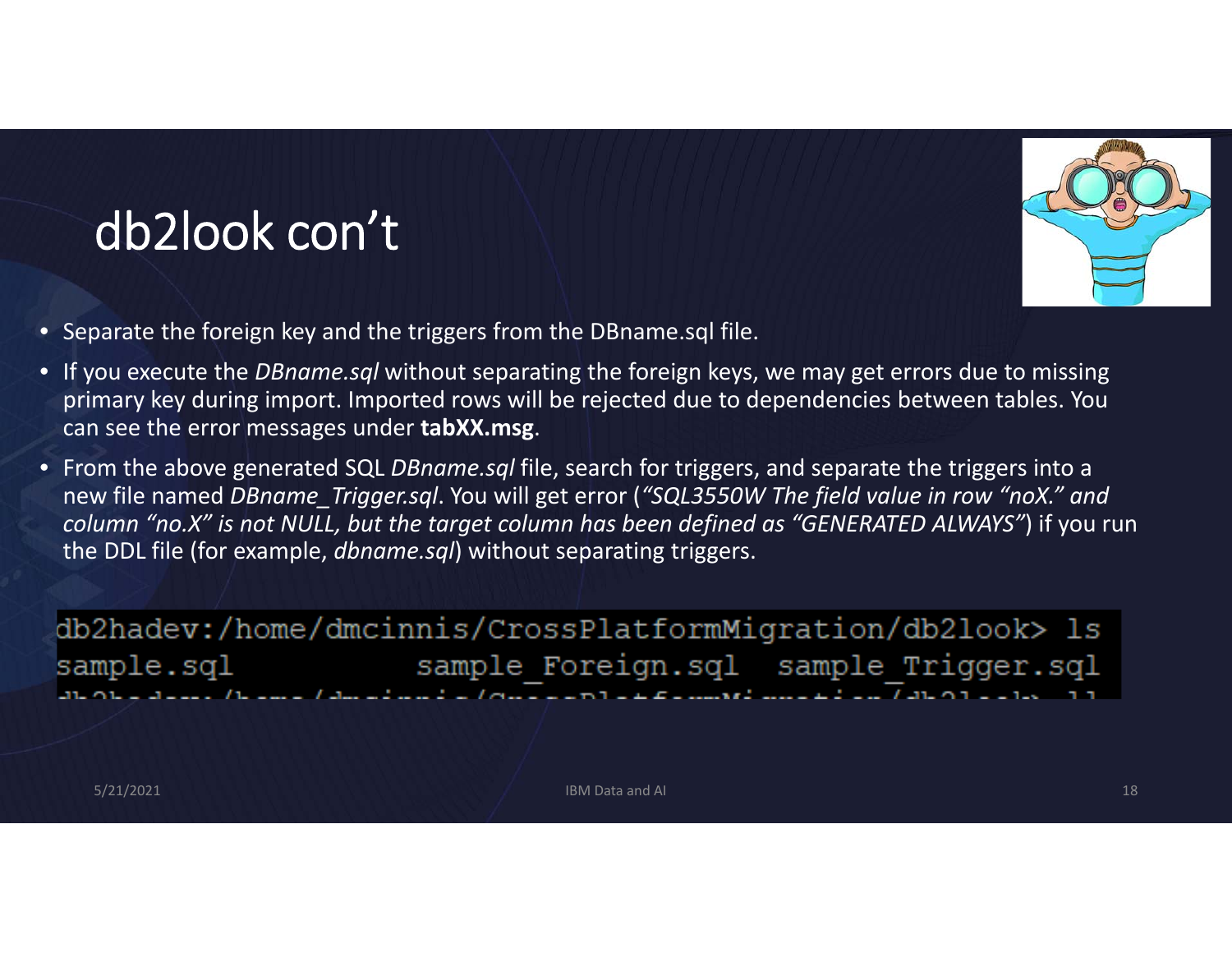# db2look con't

- Separate the foreign key and the triggers from the DBname.sql file.
- If you execute the *DBname.sql* without separating the foreign keys, we may get errors due to missing primary key during import. Imported rows will be rejected due to dependencies between tables. You can see the error messages under **tabXX.msg**.
- From the above generated SQL *DBname.sql* file, search for triggers, and separate the triggers into a new file named *DBname_Trigger.sql*. You will get error (*"SQL3550W The field value in row "noX." and column "no.X" is not NULL, but the target column has been defined as "GENERATED ALWAYS"*) if you run the DDL file (for example, *dbname.sql*) without separating triggers.

```
db2hadev:/home/dmcinnis/CrossPlatformMigration/db2look> ls
sample.sql            sample_Foreign.sql   sample_Trigger.sql
```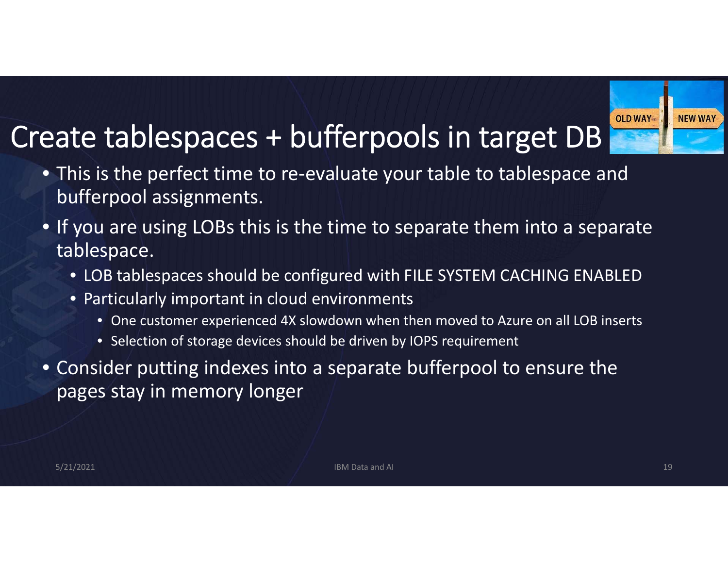# Create tablespaces + bufferpools in target DB

- This is the perfect time to re-evaluate your table to tablespace and bufferpool assignments.
- If you are using LOBs this is the time to separate them into a separate tablespace.
  - LOB tablespaces should be configured with FILE SYSTEM CACHING ENABLED
  - Particularly important in cloud environments
    - One customer experienced 4X slowdown when then moved to Azure on all LOB inserts
    - Selection of storage devices should be driven by IOPS requirement
- Consider putting indexes into a separate bufferpool to ensure the pages stay in memory longer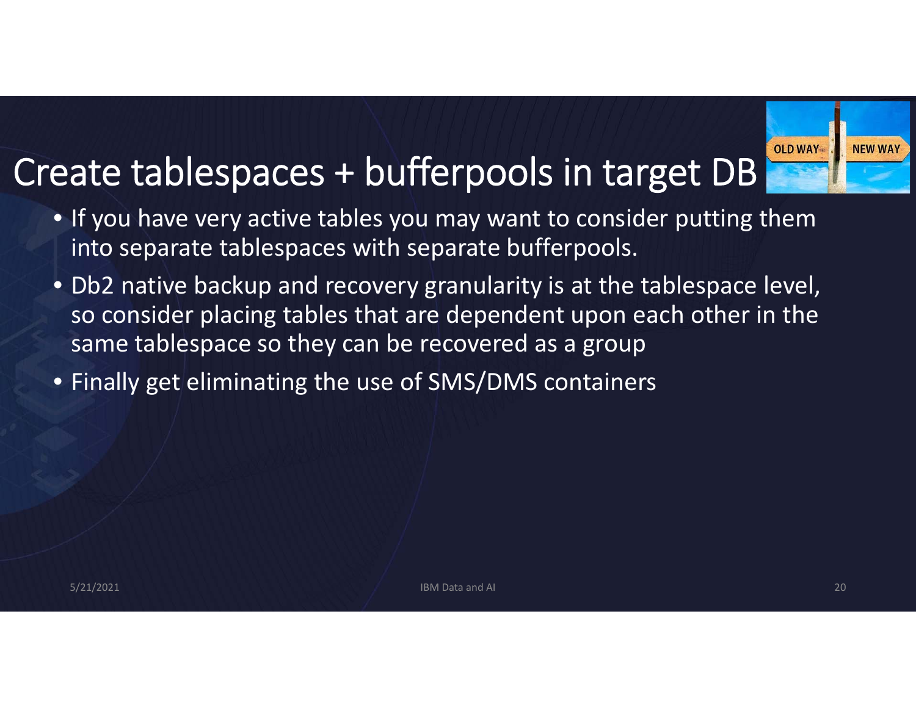# Create tablespaces + bufferpools in target DB

- If you have very active tables you may want to consider putting them into separate tablespaces with separate bufferpools.
- Db2 native backup and recovery granularity is at the tablespace level, so consider placing tables that are dependent upon each other in the same tablespace so they can be recovered as a group
- Finally get eliminating the use of SMS/DMS containers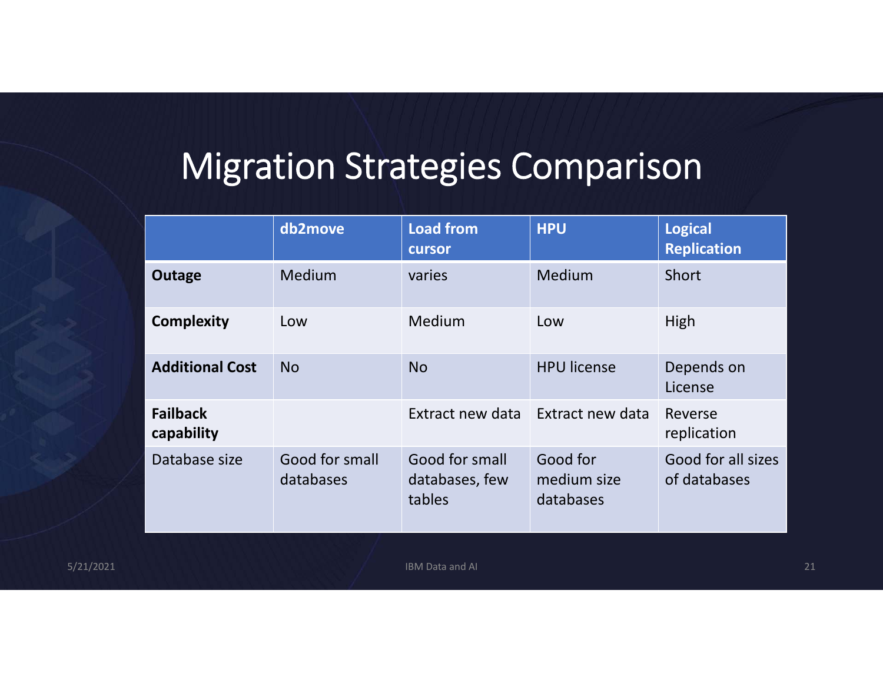# Migration Strategies Comparison

| | db2move | Load from cursor | HPU | Logical Replication |
|---|---|---|---|---|
| **Outage** | Medium | varies | Medium | Short |
| **Complexity** | Low | Medium | Low | High |
| **Additional Cost** | No | No | HPU license | Depends on License |
| **Failback capability** | | Extract new data | Extract new data | Reverse replication |
| Database size | Good for small databases | Good for small databases, few tables | Good for medium size databases | Good for all sizes of databases |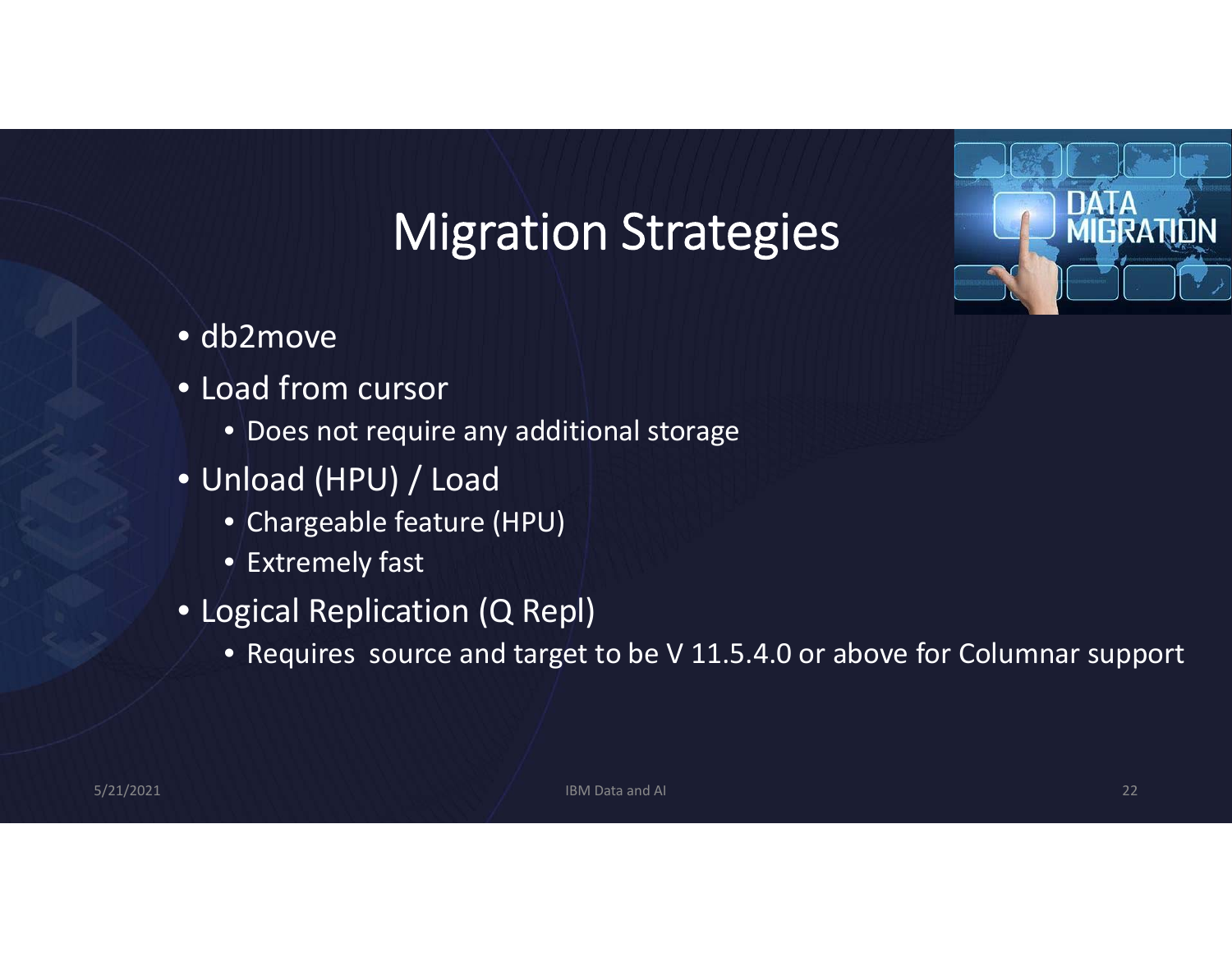# Migration Strategies

- db2move
- Load from cursor
  - Does not require any additional storage
- Unload (HPU) / Load
  - Chargeable feature (HPU)
  - Extremely fast
- Logical Replication (Q Repl)
  - Requires source and target to be V 11.5.4.0 or above for Columnar support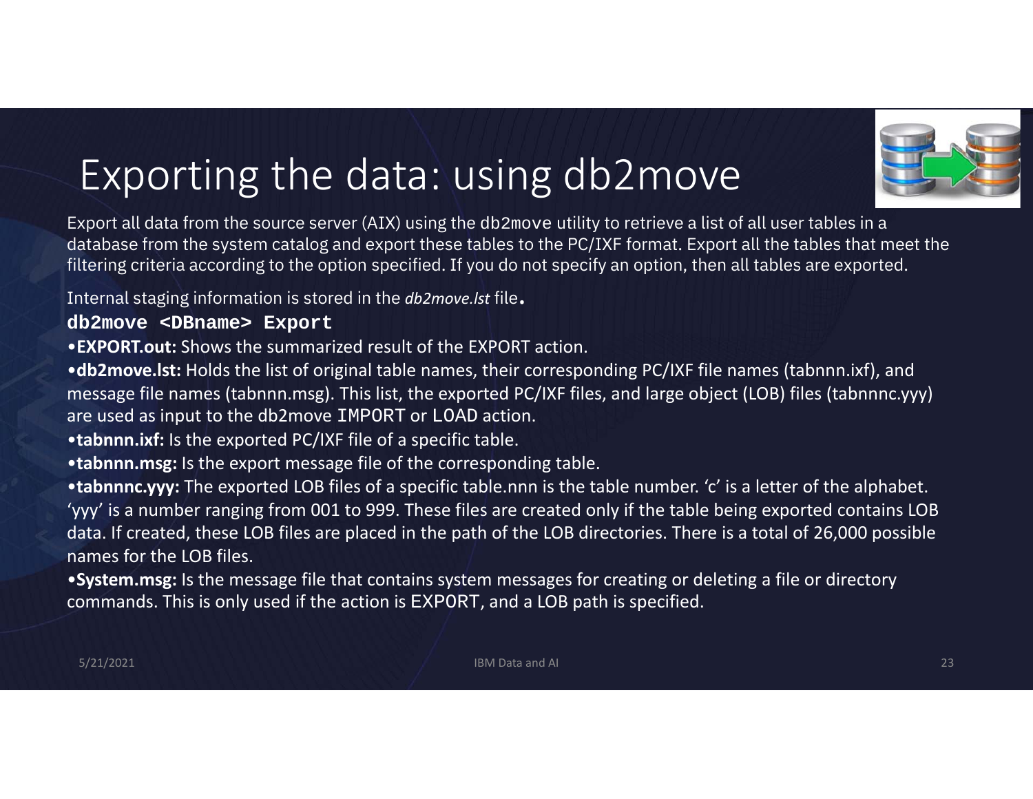# Exporting the data: using db2move

Export all data from the source server (AIX) using the `db2move` utility to retrieve a list of all user tables in a database from the system catalog and export these tables to the PC/IXF format. Export all the tables that meet the filtering criteria according to the option specified. If you do not specify an option, then all tables are exported.

Internal staging information is stored in the *db2move.lst* file.

```
db2move <DBname> Export
```

- **EXPORT.out:** Shows the summarized result of the EXPORT action.
- **db2move.lst:** Holds the list of original table names, their corresponding PC/IXF file names (tabnnn.ixf), and message file names (tabnnn.msg). This list, the exported PC/IXF files, and large object (LOB) files (tabnnnc.yyy) are used as input to the db2move IMPORT or LOAD action.
- **tabnnn.ixf:** Is the exported PC/IXF file of a specific table.
- **tabnnn.msg:** Is the export message file of the corresponding table.
- **tabnnnc.yyy:** The exported LOB files of a specific table.nnn is the table number. 'c' is a letter of the alphabet. 'yyy' is a number ranging from 001 to 999. These files are created only if the table being exported contains LOB data. If created, these LOB files are placed in the path of the LOB directories. There is a total of 26,000 possible names for the LOB files.
- **System.msg:** Is the message file that contains system messages for creating or deleting a file or directory commands. This is only used if the action is EXPORT, and a LOB path is specified.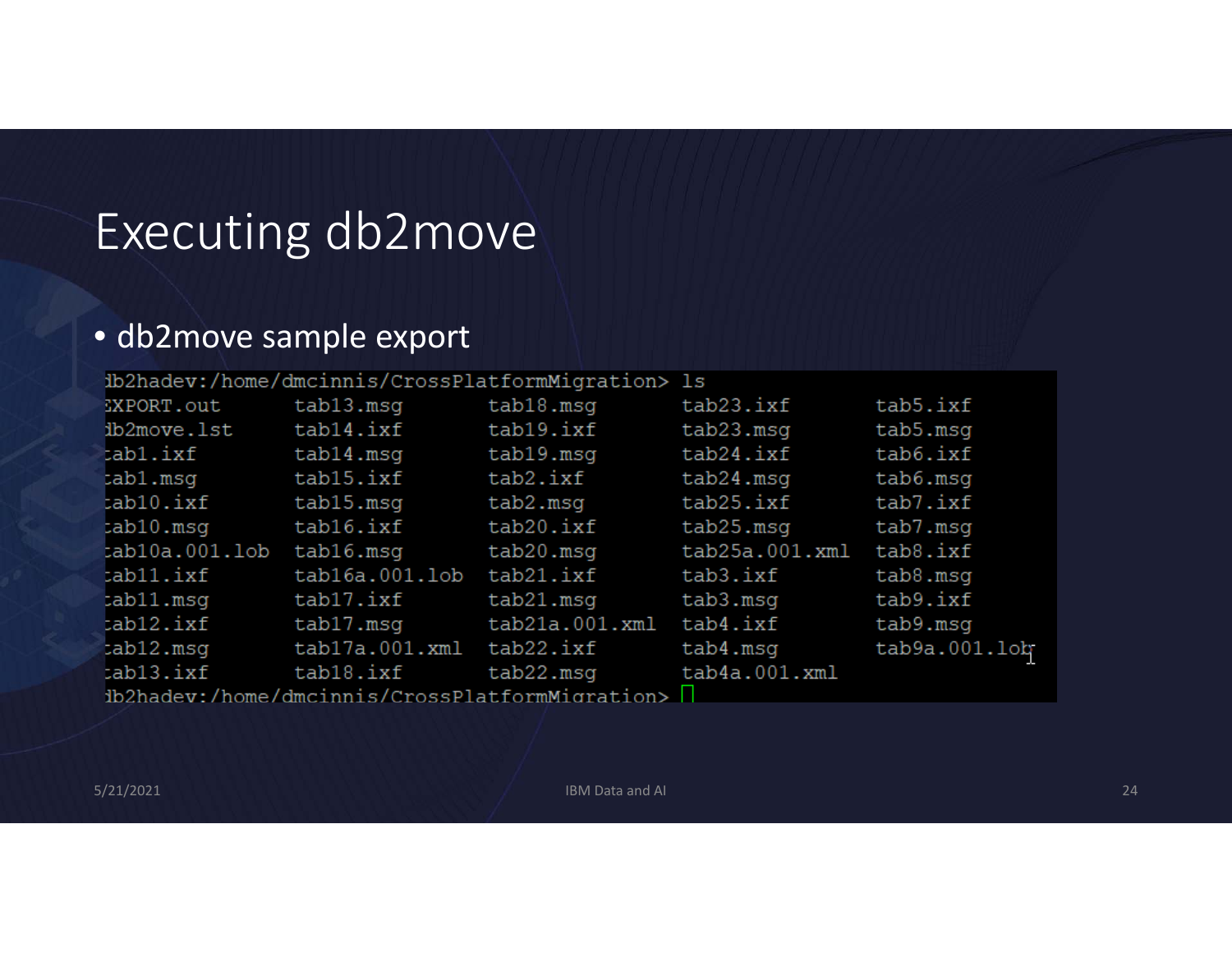# Executing db2move

- db2move sample export

```
db2hadev:/home/dmcinnis/CrossPlatformMigration> ls
EXPORT.out       tab13.msg        tab18.msg        tab23.ixf        tab5.ixf
db2move.lst      tab14.ixf        tab19.ixf        tab23.msg        tab5.msg
tab1.ixf         tab14.msg        tab19.msg        tab24.ixf        tab6.ixf
tab1.msg         tab15.ixf        tab2.ixf         tab24.msg        tab6.msg
tab10.ixf        tab15.msg        tab2.msg         tab25.ixf        tab7.ixf
tab10.msg        tab16.ixf        tab20.ixf        tab25.msg        tab7.msg
tab10a.001.lob   tab16.msg        tab20.msg        tab25a.001.xml   tab8.ixf
tab11.ixf        tab16a.001.lob   tab21.ixf        tab3.ixf         tab8.msg
tab11.msg        tab17.ixf        tab21.msg        tab3.msg         tab9.ixf
tab12.ixf        tab17.msg        tab21a.001.xml   tab4.ixf         tab9.msg
tab12.msg        tab17a.001.xml   tab22.ixf        tab4.msg         tab9a.001.lob
tab13.ixf        tab18.ixf        tab22.msg        tab4a.001.xml
db2hadev:/home/dmcinnis/CrossPlatformMigration>
```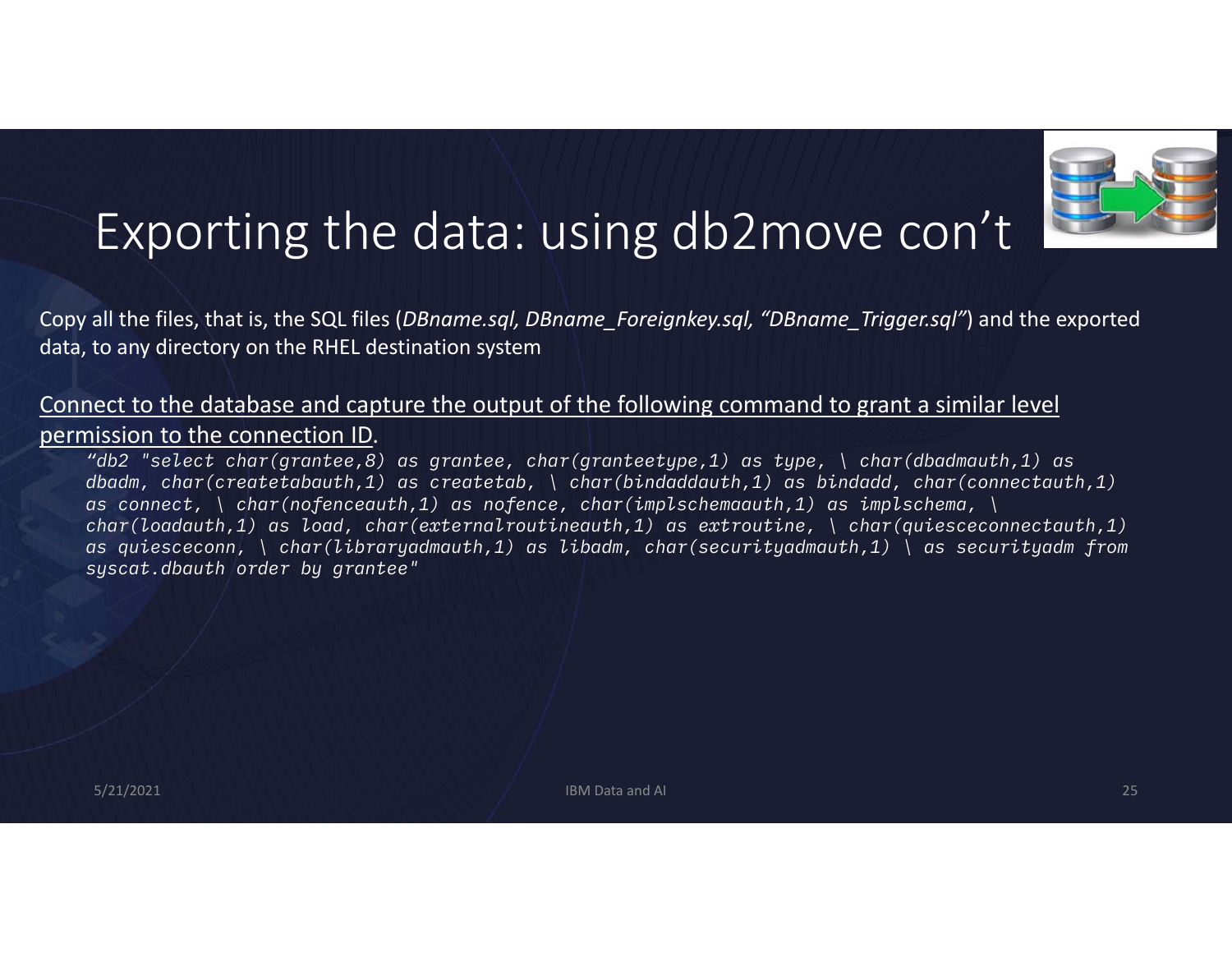# Exporting the data: using db2move con't

Copy all the files, that is, the SQL files (*DBname.sql, DBname_Foreignkey.sql, "DBname_Trigger.sql"*) and the exported data, to any directory on the RHEL destination system

<u>Connect to the database and capture the output of the following command to grant a similar level permission to the connection ID</u>.

```
"db2 "select char(grantee,8) as grantee, char(granteetype,1) as type, \ char(dbadmauth,1) as
dbadm, char(createtabauth,1) as createtab, \ char(bindaddauth,1) as bindadd, char(connectauth,1)
as connect, \ char(nofenceauth,1) as nofence, char(implschemaauth,1) as implschema, \
char(loadauth,1) as load, char(externalroutineauth,1) as extroutine, \ char(quiesceconnectauth,1)
as quiesceconn, \ char(libraryadmauth,1) as libadm, char(securityadmauth,1) \ as securityadm from
syscat.dbauth order by grantee"
```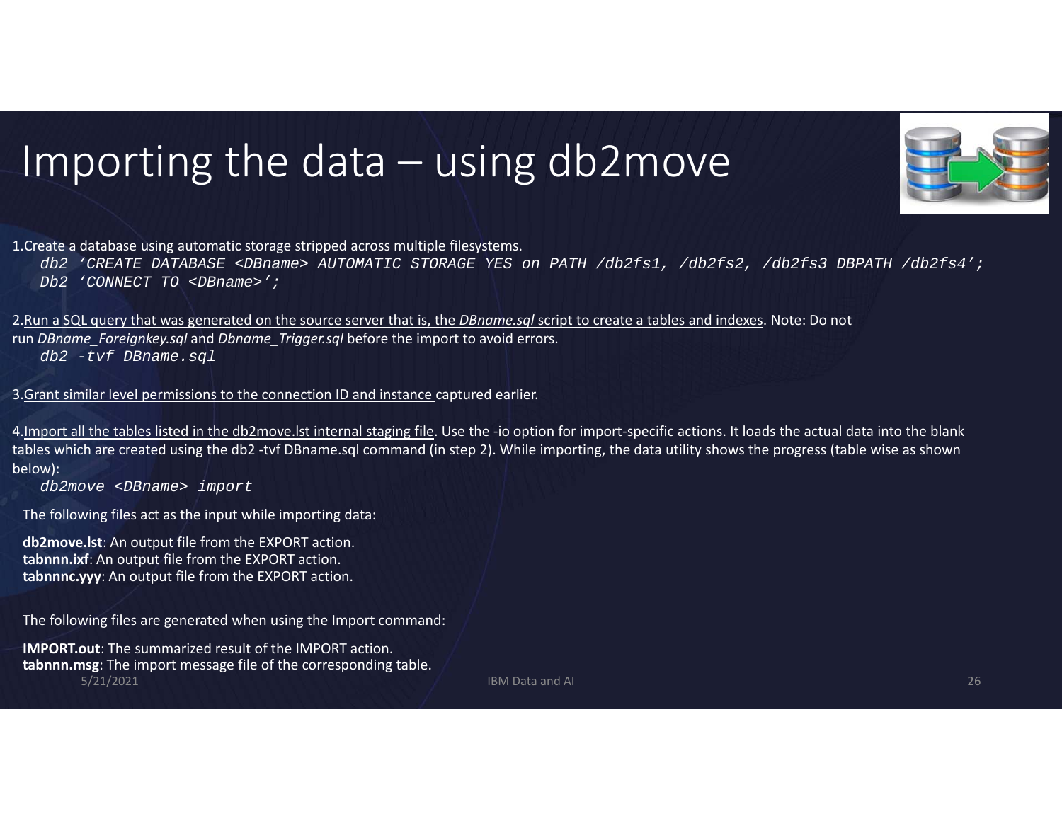# Importing the data – using db2move

1. Create a database using automatic storage stripped across multiple filesystems.

```
db2 ‘CREATE DATABASE <DBname> AUTOMATIC STORAGE YES on PATH /db2fs1, /db2fs2, /db2fs3 DBPATH /db2fs4’;
Db2 ‘CONNECT TO <DBname>’;
```

2. Run a SQL query that was generated on the source server that is, the *DBname.sql* script to create a tables and indexes. Note: Do not run *DBname_Foreignkey.sql* and *Dbname_Trigger.sql* before the import to avoid errors.

```
db2 -tvf DBname.sql
```

3. Grant similar level permissions to the connection ID and instance captured earlier.

4. Import all the tables listed in the db2move.lst internal staging file. Use the -io option for import-specific actions. It loads the actual data into the blank tables which are created using the db2 -tvf DBname.sql command (in step 2). While importing, the data utility shows the progress (table wise as shown below):

```
db2move <DBname> import
```

The following files act as the input while importing data:

**db2move.lst**: An output file from the EXPORT action.
**tabnnn.ixf**: An output file from the EXPORT action.
**tabnnnc.yyy**: An output file from the EXPORT action.

The following files are generated when using the Import command:

**IMPORT.out**: The summarized result of the IMPORT action.
**tabnnn.msg**: The import message file of the corresponding table.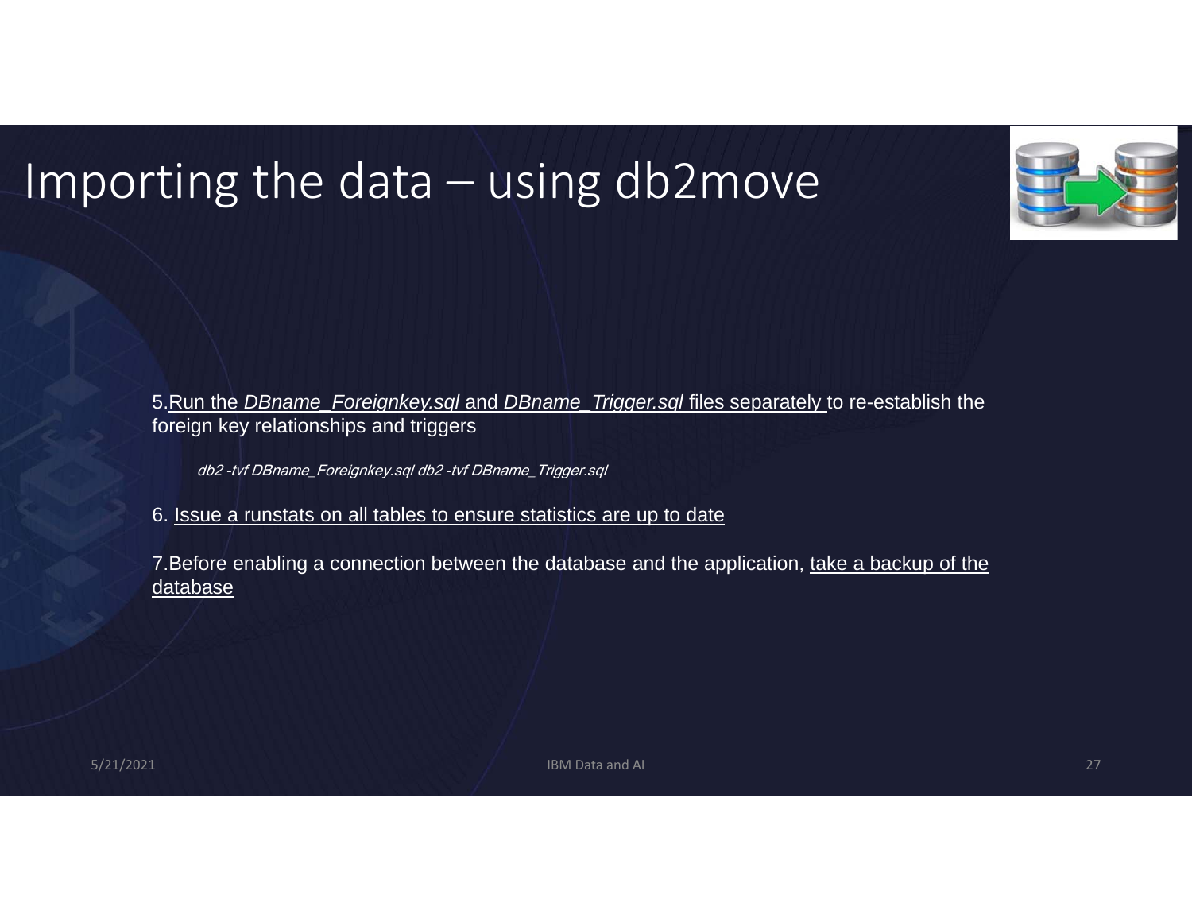# Importing the data – using db2move

5.Run the *DBname_Foreignkey.sql* and *DBname_Trigger.sql* files separately to re-establish the foreign key relationships and triggers

*db2 -tvf DBname_Foreignkey.sql db2 -tvf DBname_Trigger.sql*

6. Issue a runstats on all tables to ensure statistics are up to date

7.Before enabling a connection between the database and the application, take a backup of the database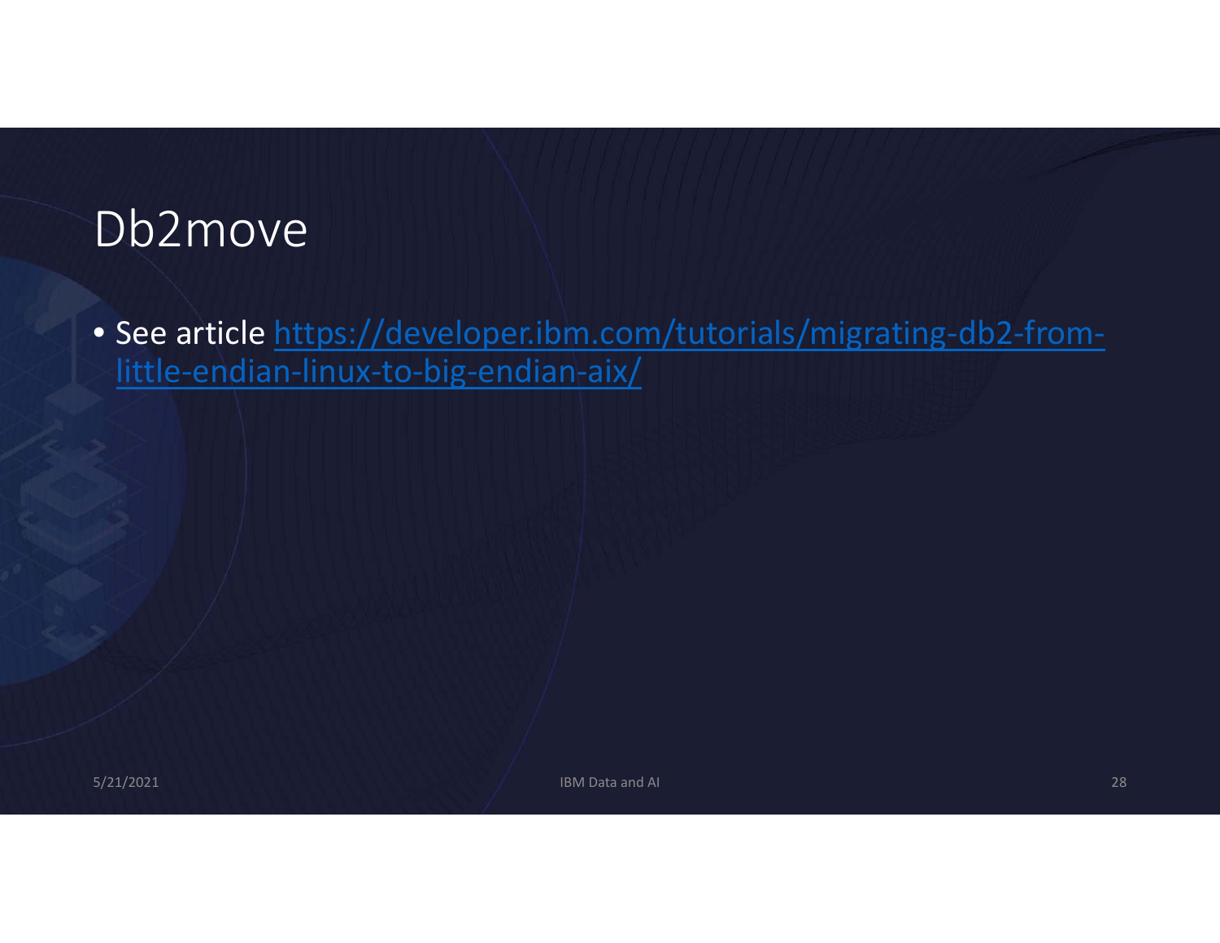# Db2move

- See article https://developer.ibm.com/tutorials/migrating-db2-from-little-endian-linux-to-big-endian-aix/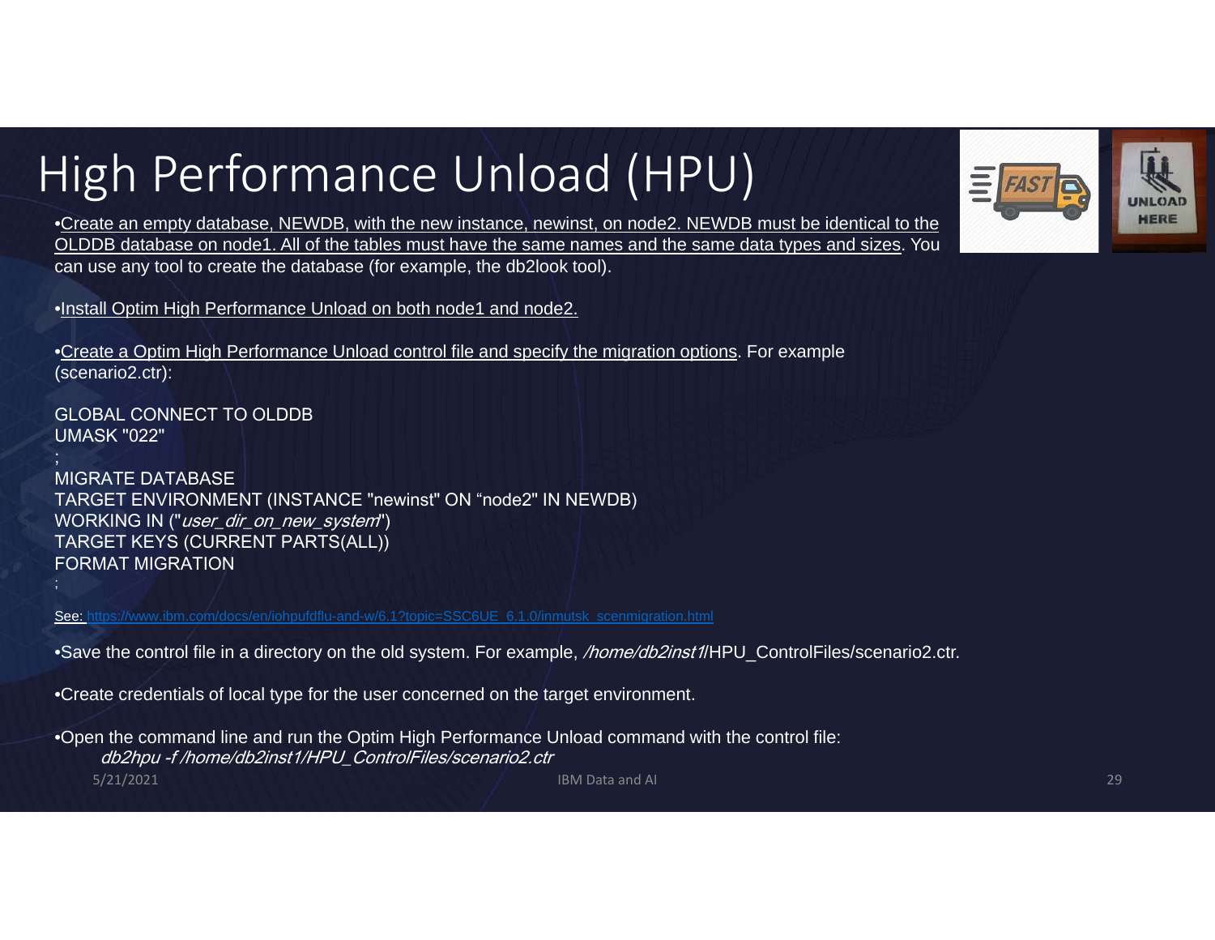# High Performance Unload (HPU)

- Create an empty database, NEWDB, with the new instance, newinst, on node2. NEWDB must be identical to the OLDDB database on node1. All of the tables must have the same names and the same data types and sizes. You can use any tool to create the database (for example, the db2look tool).

- Install Optim High Performance Unload on both node1 and node2.

- Create a Optim High Performance Unload control file and specify the migration options. For example (scenario2.ctr):

```
GLOBAL CONNECT TO OLDDB
UMASK "022"
;
MIGRATE DATABASE
TARGET ENVIRONMENT (INSTANCE "newinst" ON "node2" IN NEWDB)
WORKING IN ("user_dir_on_new_system")
TARGET KEYS (CURRENT PARTS(ALL))
FORMAT MIGRATION
;
```

See: https://www.ibm.com/docs/en/iohpufdflu-and-w/6.1?topic=SSC6UE_6.1.0/inmutsk_scenmigration.html

- Save the control file in a directory on the old system. For example, */home/db2inst1/*HPU_ControlFiles/scenario2.ctr.

- Create credentials of local type for the user concerned on the target environment.

- Open the command line and run the Optim High Performance Unload command with the control file:
  *db2hpu -f /home/db2inst1/HPU_ControlFiles/scenario2.ctr*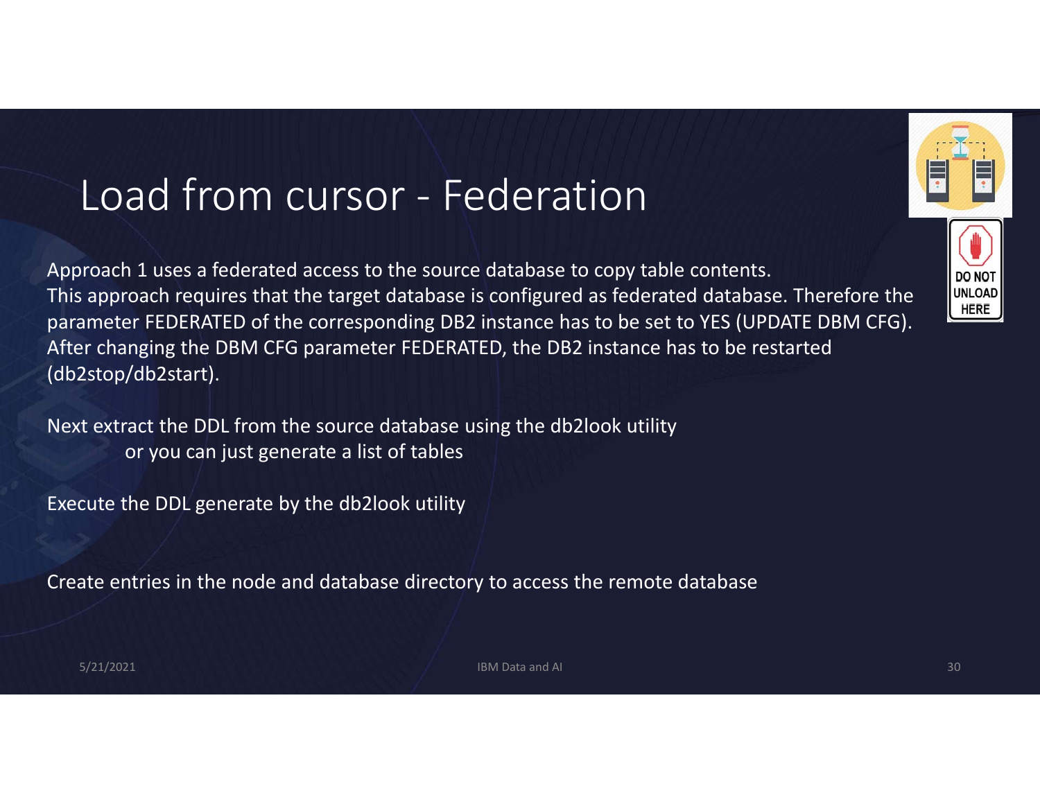# Load from cursor - Federation

Approach 1 uses a federated access to the source database to copy table contents.
This approach requires that the target database is configured as federated database. Therefore the parameter FEDERATED of the corresponding DB2 instance has to be set to YES (UPDATE DBM CFG). After changing the DBM CFG parameter FEDERATED, the DB2 instance has to be restarted (db2stop/db2start).

Next extract the DDL from the source database using the db2look utility
    or you can just generate a list of tables

Execute the DDL generate by the db2look utility

Create entries in the node and database directory to access the remote database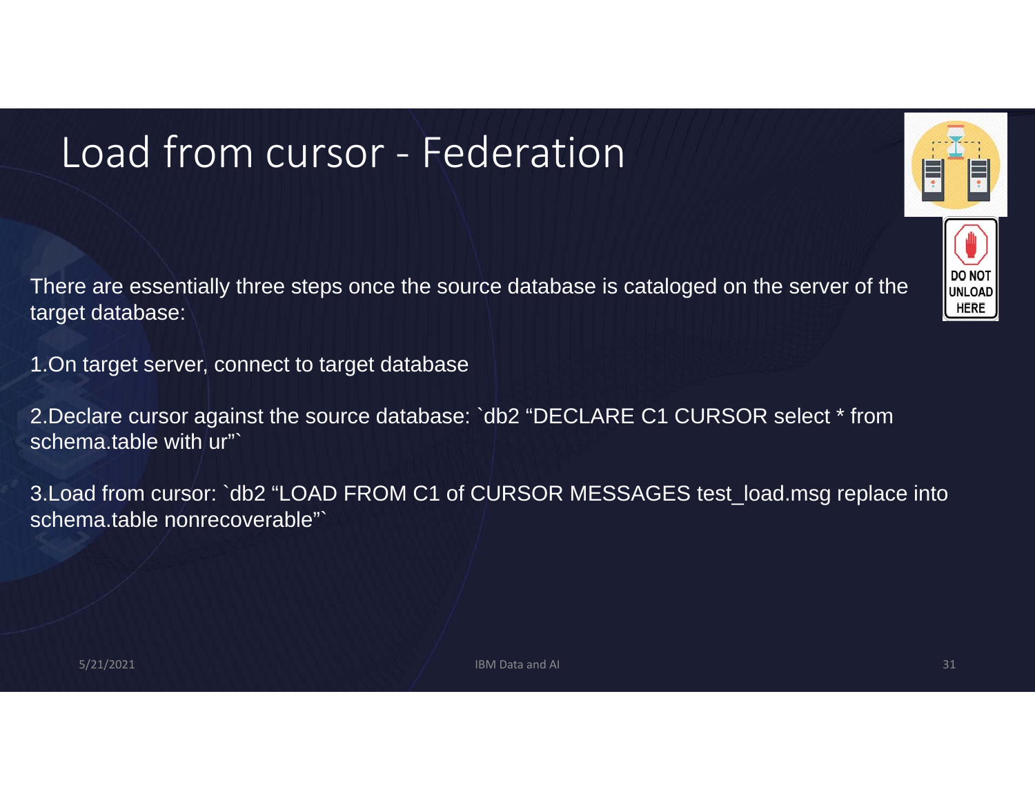# Load from cursor - Federation

There are essentially three steps once the source database is cataloged on the server of the target database:

1. On target server, connect to target database

2. Declare cursor against the source database: `db2 “DECLARE C1 CURSOR select * from schema.table with ur”`

3. Load from cursor: `db2 “LOAD FROM C1 of CURSOR MESSAGES test_load.msg replace into schema.table nonrecoverable”`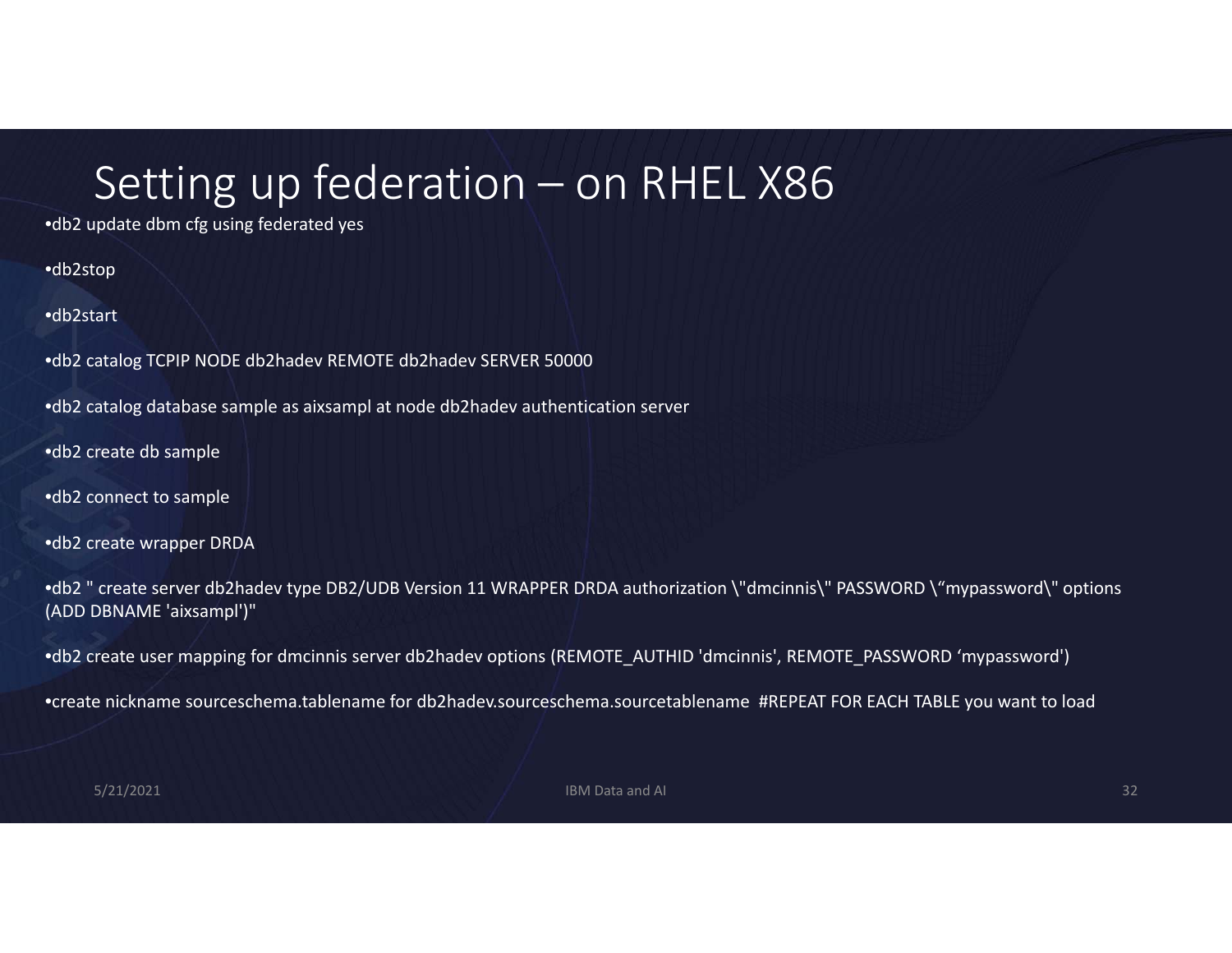# Setting up federation – on RHEL X86

- db2 update dbm cfg using federated yes
- db2stop
- db2start
- db2 catalog TCPIP NODE db2hadev REMOTE db2hadev SERVER 50000
- db2 catalog database sample as aixsampl at node db2hadev authentication server
- db2 create db sample
- db2 connect to sample
- db2 create wrapper DRDA
- db2 " create server db2hadev type DB2/UDB Version 11 WRAPPER DRDA authorization \"dmcinnis\" PASSWORD \“mypassword\" options (ADD DBNAME 'aixsampl')"
- db2 create user mapping for dmcinnis server db2hadev options (REMOTE_AUTHID 'dmcinnis', REMOTE_PASSWORD ‘mypassword')
- create nickname sourceschema.tablename for db2hadev.sourceschema.sourcetablename #REPEAT FOR EACH TABLE you want to load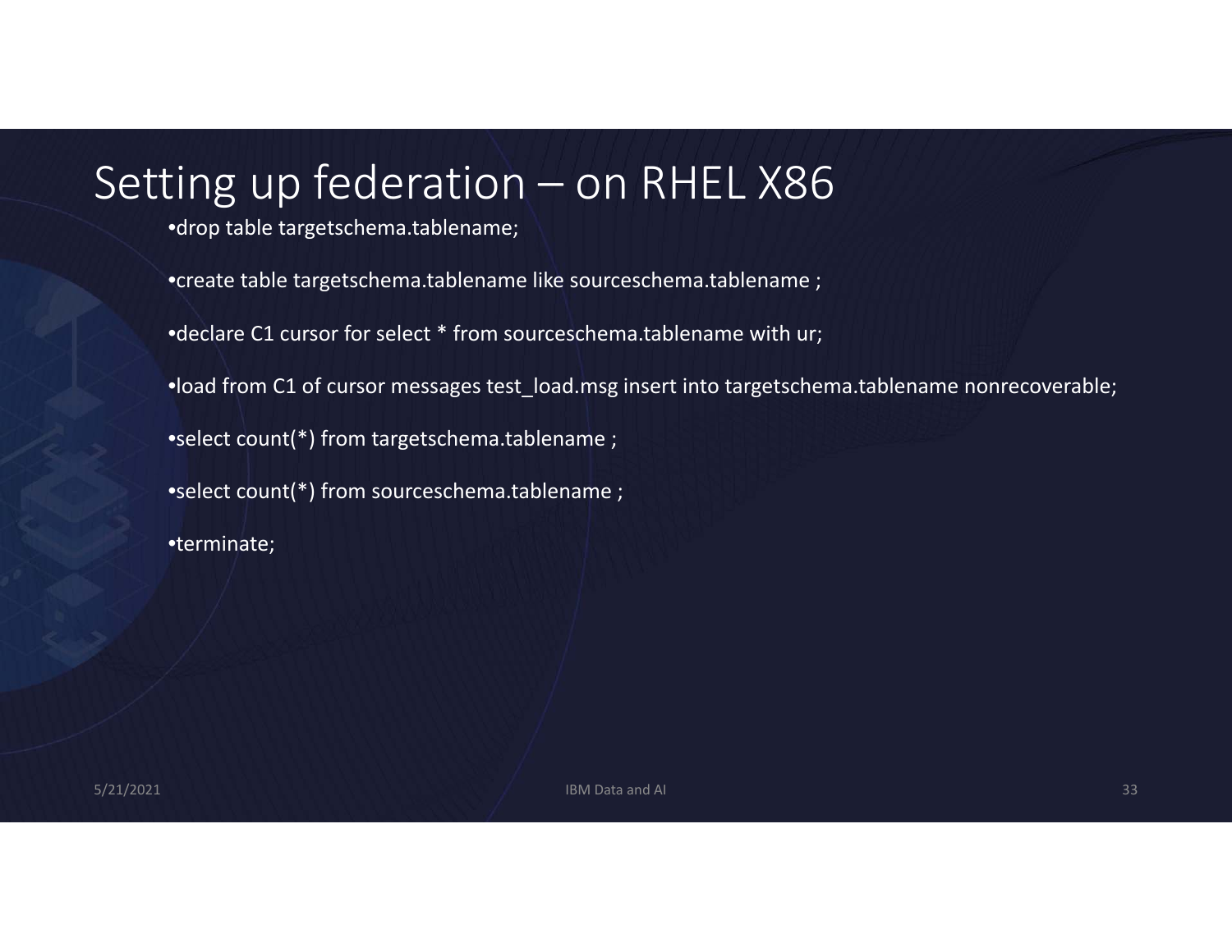# Setting up federation – on RHEL X86

- drop table targetschema.tablename;
- create table targetschema.tablename like sourceschema.tablename ;
- declare C1 cursor for select * from sourceschema.tablename with ur;
- load from C1 of cursor messages test_load.msg insert into targetschema.tablename nonrecoverable;
- select count(*) from targetschema.tablename ;
- select count(*) from sourceschema.tablename ;
- terminate;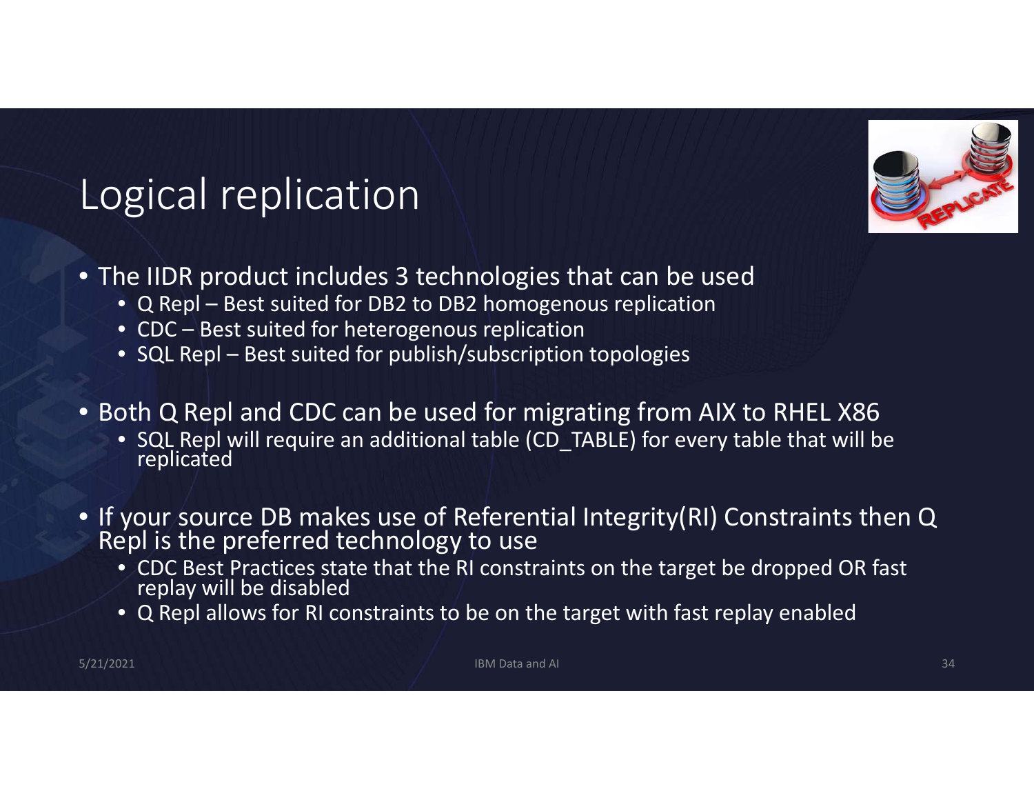# Logical replication

- The IIDR product includes 3 technologies that can be used
  - Q Repl – Best suited for DB2 to DB2 homogenous replication
  - CDC – Best suited for heterogenous replication
  - SQL Repl – Best suited for publish/subscription topologies
- Both Q Repl and CDC can be used for migrating from AIX to RHEL X86
  - SQL Repl will require an additional table (CD_TABLE) for every table that will be replicated
- If your source DB makes use of Referential Integrity(RI) Constraints then Q Repl is the preferred technology to use
  - CDC Best Practices state that the RI constraints on the target be dropped OR fast replay will be disabled
  - Q Repl allows for RI constraints to be on the target with fast replay enabled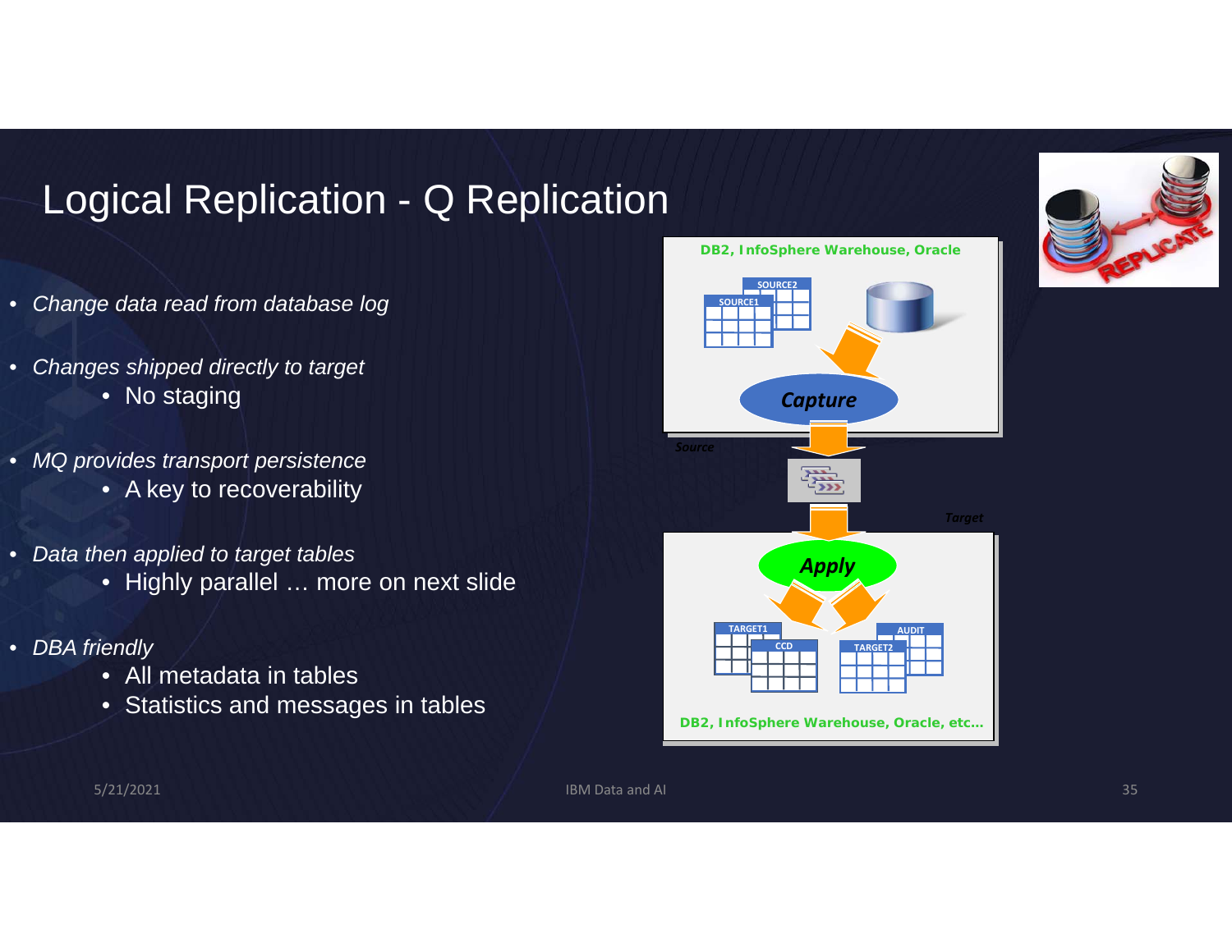# Logical Replication - Q Replication

- *Change data read from database log*
- *Changes shipped directly to target*
  - No staging
- *MQ provides transport persistence*
  - A key to recoverability
- *Data then applied to target tables*
  - Highly parallel … more on next slide
- *DBA friendly*
  - All metadata in tables
  - Statistics and messages in tables

DB2, InfoSphere Warehouse, Oracle

SOURCE2

SOURCE1

Capture

Source

Target

Apply

TARGET1

CCD

AUDIT

TARGET2

DB2, InfoSphere Warehouse, Oracle, etc…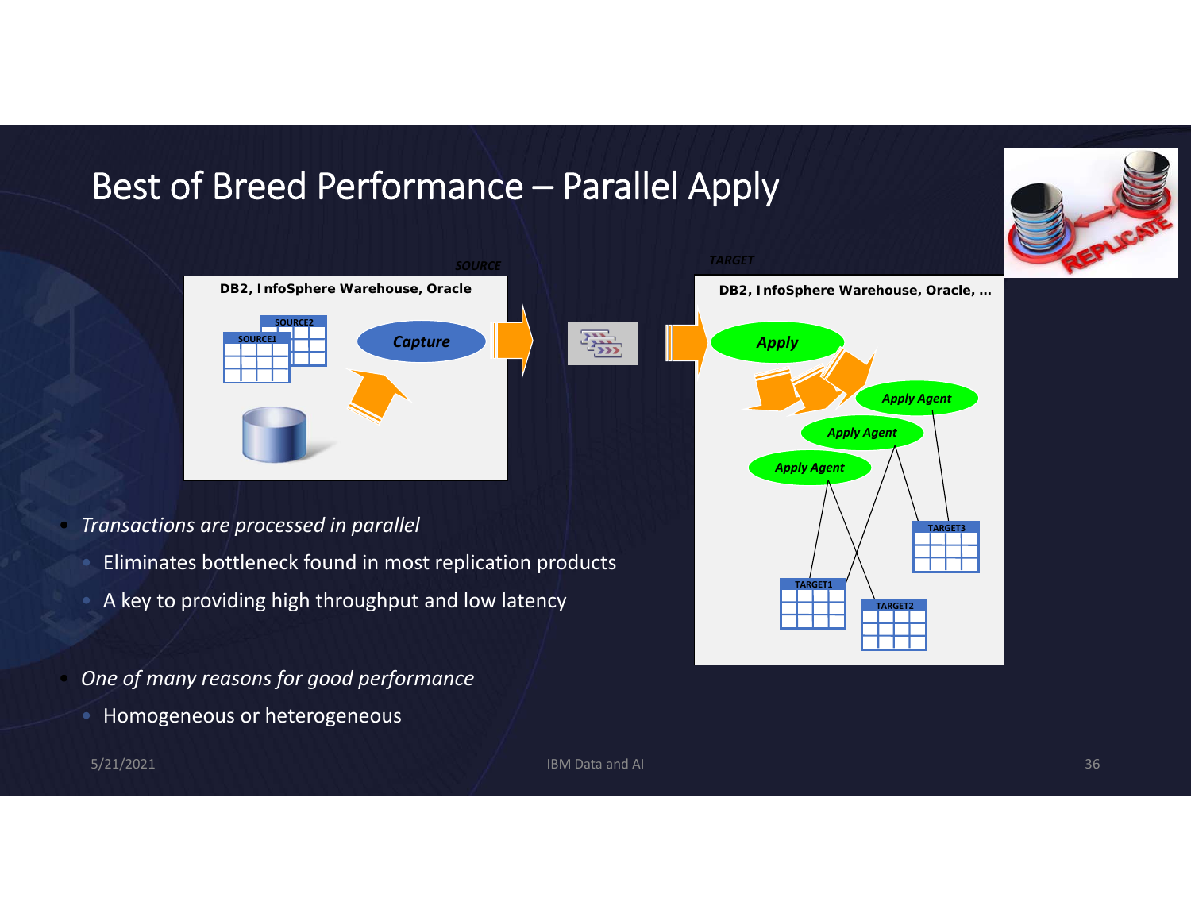# Best of Breed Performance – Parallel Apply

SOURCE

DB2, InfoSphere Warehouse, Oracle

SOURCE2

SOURCE1

Capture

TARGET

DB2, InfoSphere Warehouse, Oracle, …

Apply

Apply Agent

Apply Agent

Apply Agent

TARGET3

TARGET1

TARGET2

- *Transactions are processed in parallel*
  - Eliminates bottleneck found in most replication products
  - A key to providing high throughput and low latency
- *One of many reasons for good performance*
  - Homogeneous or heterogeneous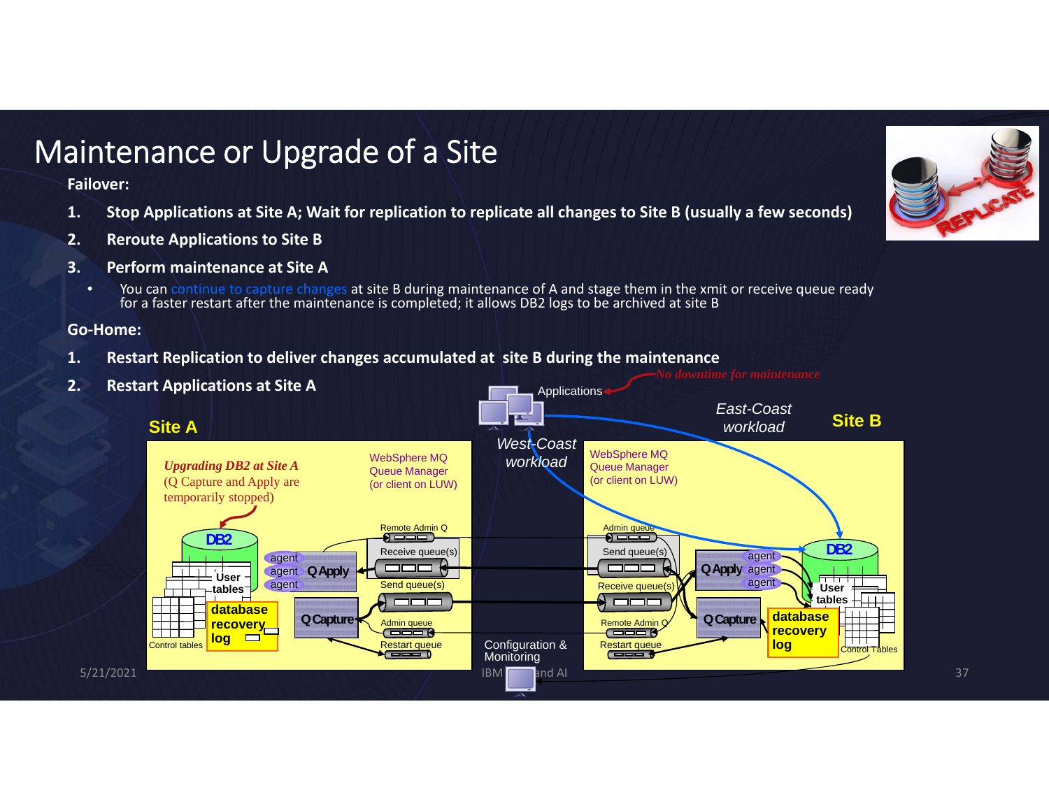# Maintenance or Upgrade of a Site

**Failover:**

1. **Stop Applications at Site A; Wait for replication to replicate all changes to Site B (usually a few seconds)**
2. **Reroute Applications to Site B**
3. **Perform maintenance at Site A**
   - You can continue to capture changes at site B during maintenance of A and stage them in the xmit or receive queue ready for a faster restart after the maintenance is completed; it allows DB2 logs to be archived at site B

**Go-Home:**

1. **Restart Replication to deliver changes accumulated at site B during the maintenance**
2. **Restart Applications at Site A**

*No downtime for maintenance*

Applications

West-Coast workload

East-Coast workload

**Site A**

*Upgrading DB2 at Site A* (Q Capture and Apply are temporarily stopped)

WebSphere MQ Queue Manager (or client on LUW)

DB2 — User tables — Control tables — database recovery log

agent agent agent — Q Apply — Q Capture

Remote Admin Q — Receive queue(s) — Send queue(s) — Admin queue — Restart queue

**Site B**

WebSphere MQ Queue Manager (or client on LUW)

Admin queue — Send queue(s) — Receive queue(s) — Remote Admin Q — Restart queue

Q Apply agent agent agent — Q Capture

DB2 — User tables — database recovery log — Control Tables

Configuration & Monitoring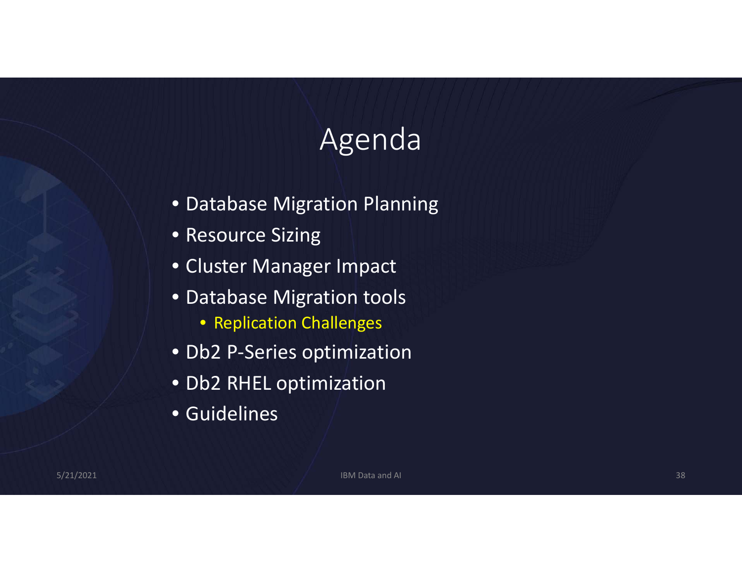# Agenda

- Database Migration Planning
- Resource Sizing
- Cluster Manager Impact
- Database Migration tools
  - Replication Challenges
- Db2 P-Series optimization
- Db2 RHEL optimization
- Guidelines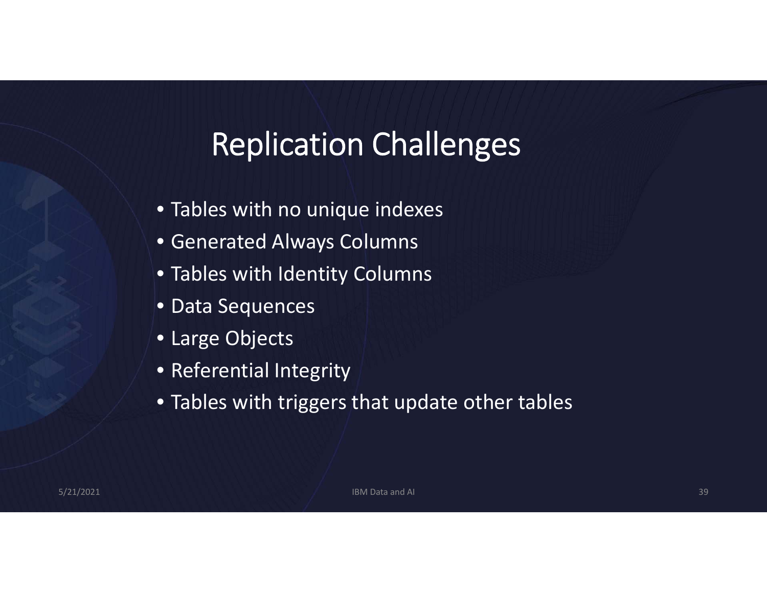# Replication Challenges

- Tables with no unique indexes
- Generated Always Columns
- Tables with Identity Columns
- Data Sequences
- Large Objects
- Referential Integrity
- Tables with triggers that update other tables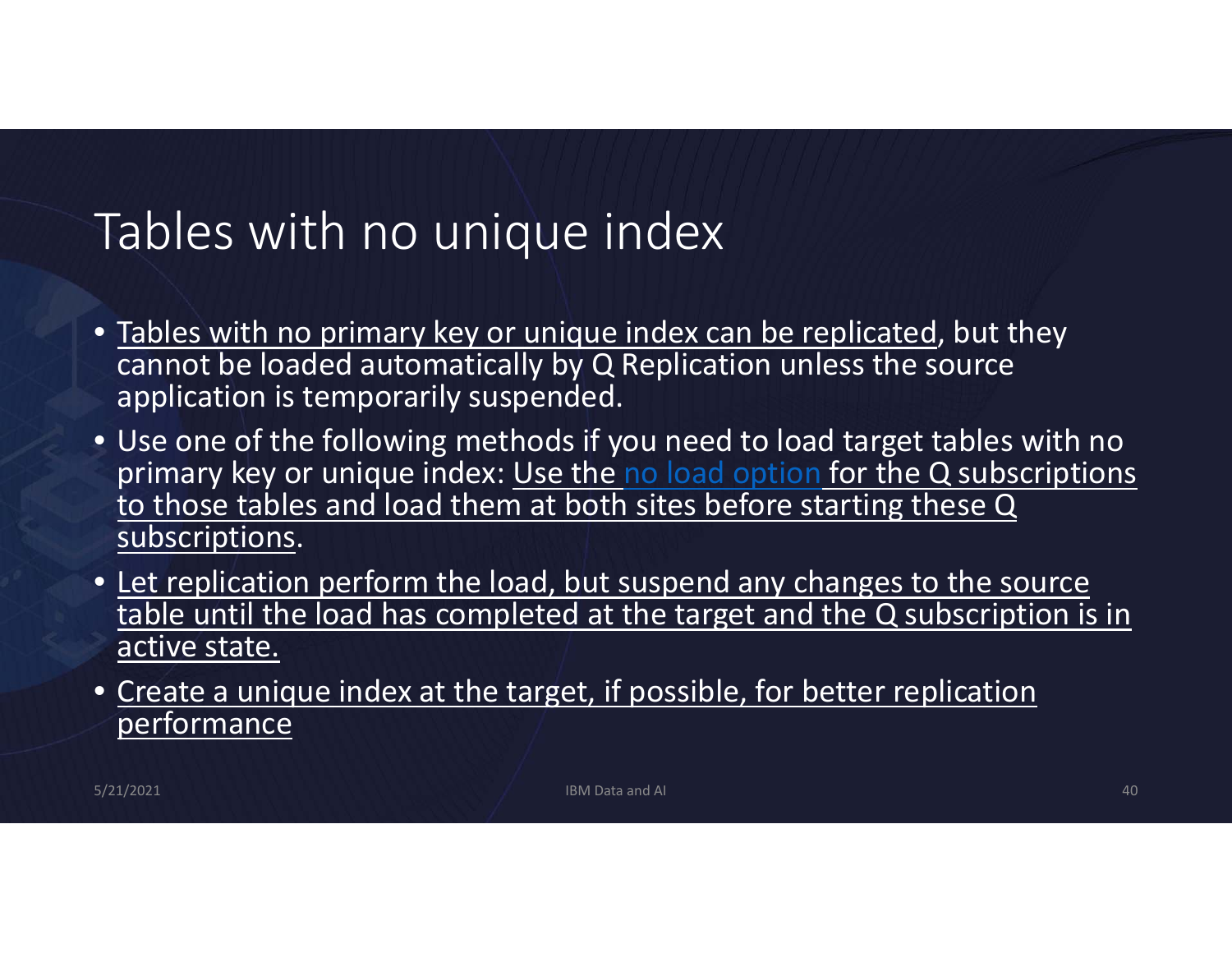# Tables with no unique index

- Tables with no primary key or unique index can be replicated, but they cannot be loaded automatically by Q Replication unless the source application is temporarily suspended.
- Use one of the following methods if you need to load target tables with no primary key or unique index: Use the no load option for the Q subscriptions to those tables and load them at both sites before starting these Q subscriptions.
- Let replication perform the load, but suspend any changes to the source table until the load has completed at the target and the Q subscription is in active state.
- Create a unique index at the target, if possible, for better replication performance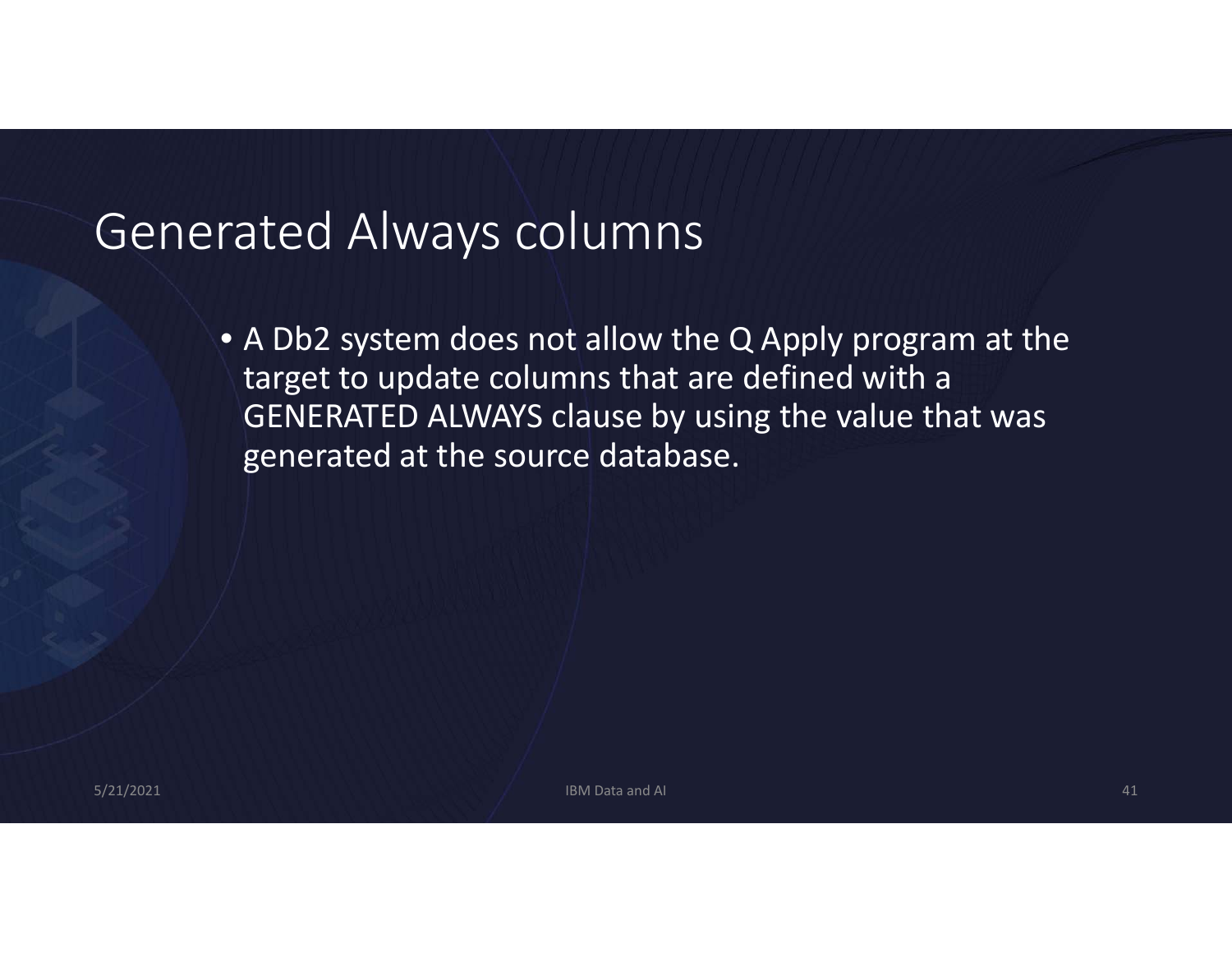# Generated Always columns

- A Db2 system does not allow the Q Apply program at the target to update columns that are defined with a GENERATED ALWAYS clause by using the value that was generated at the source database.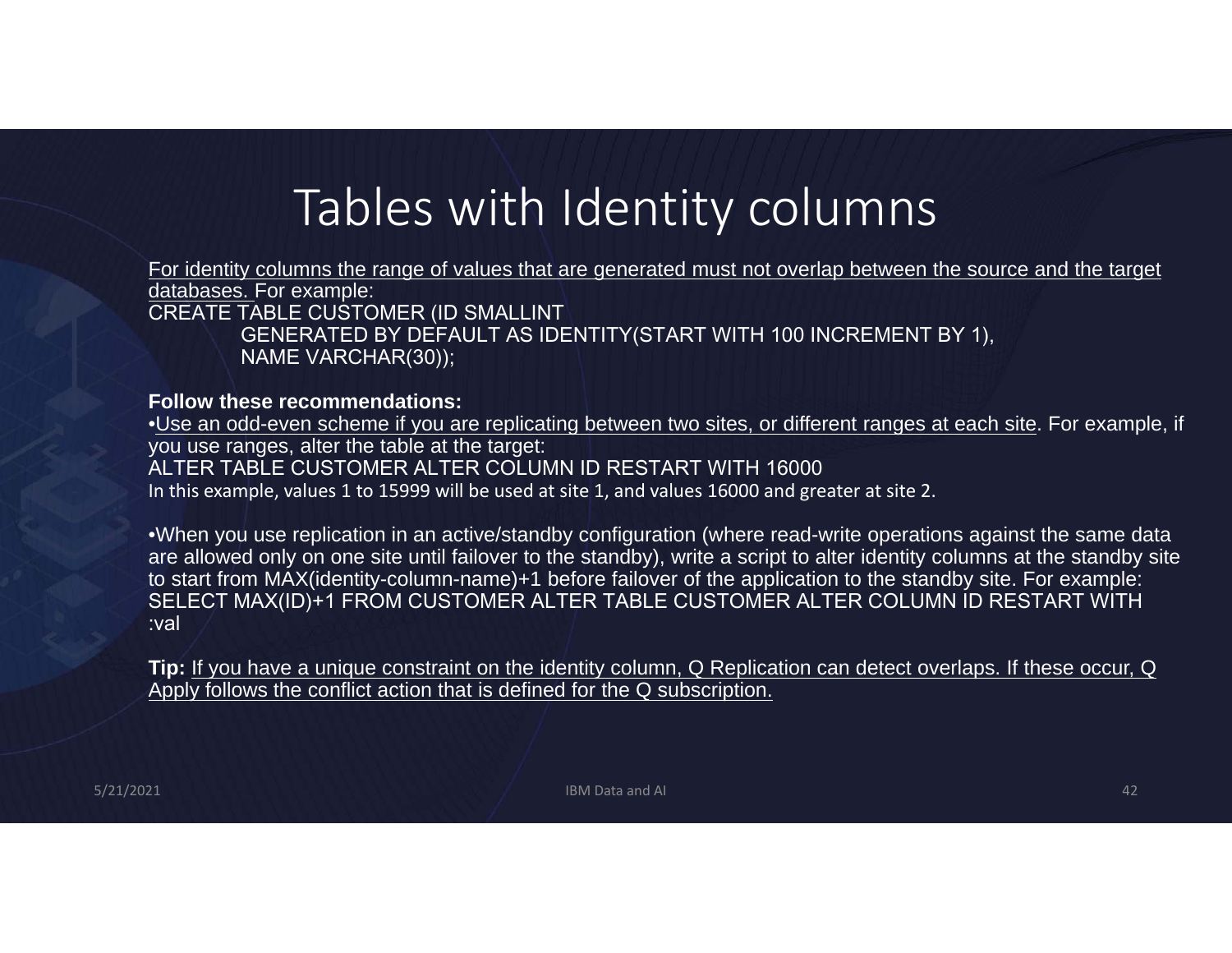# Tables with Identity columns

For identity columns the range of values that are generated must not overlap between the source and the target databases. For example:

```
CREATE TABLE CUSTOMER (ID SMALLINT
        GENERATED BY DEFAULT AS IDENTITY(START WITH 100 INCREMENT BY 1),
        NAME VARCHAR(30));
```

**Follow these recommendations:**

- Use an odd-even scheme if you are replicating between two sites, or different ranges at each site. For example, if you use ranges, alter the table at the target:
  ALTER TABLE CUSTOMER ALTER COLUMN ID RESTART WITH 16000
  In this example, values 1 to 15999 will be used at site 1, and values 16000 and greater at site 2.

- When you use replication in an active/standby configuration (where read-write operations against the same data are allowed only on one site until failover to the standby), write a script to alter identity columns at the standby site to start from MAX(identity-column-name)+1 before failover of the application to the standby site. For example:
  SELECT MAX(ID)+1 FROM CUSTOMER ALTER TABLE CUSTOMER ALTER COLUMN ID RESTART WITH :val

**Tip:** If you have a unique constraint on the identity column, Q Replication can detect overlaps. If these occur, Q Apply follows the conflict action that is defined for the Q subscription.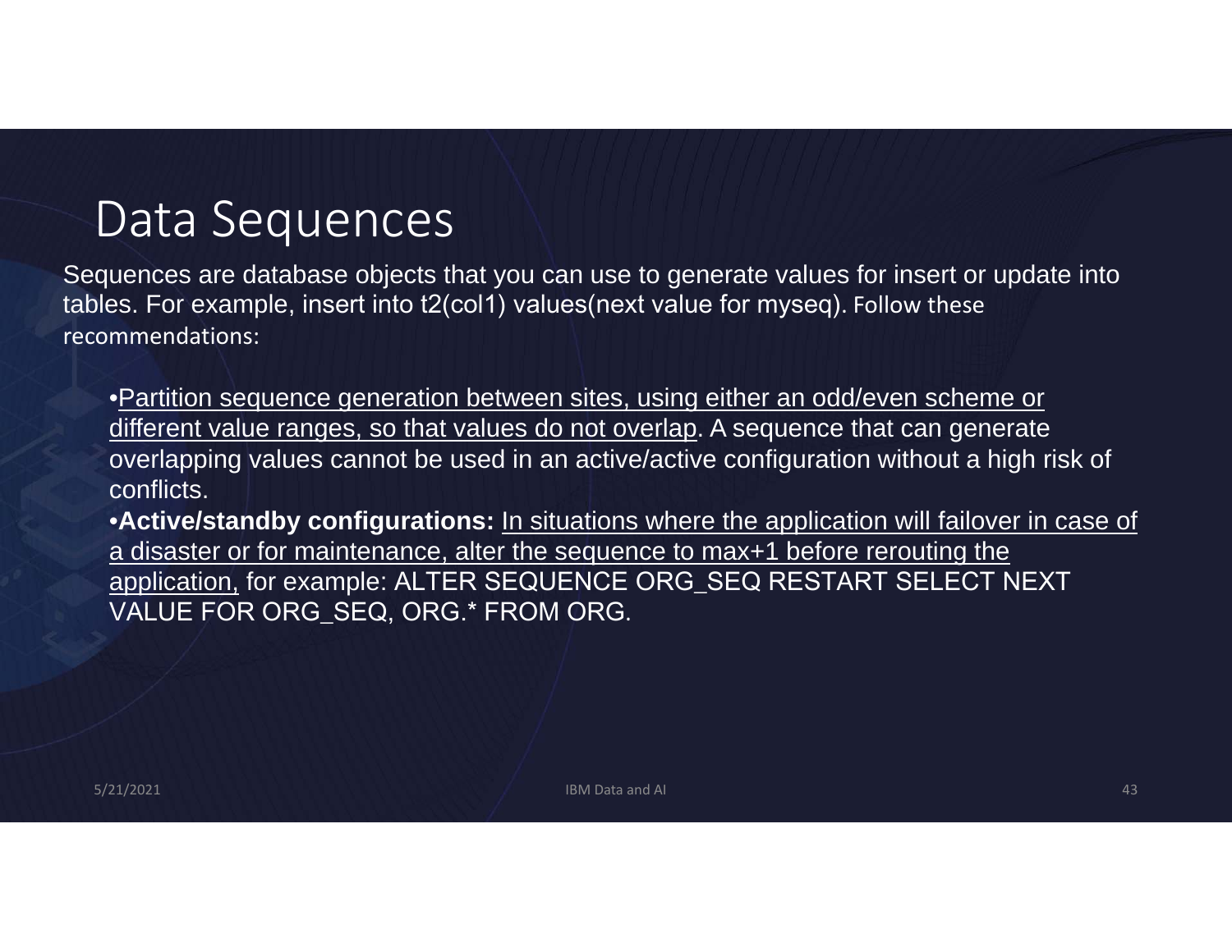# Data Sequences

Sequences are database objects that you can use to generate values for insert or update into tables. For example, insert into t2(col1) values(next value for myseq). Follow these recommendations:

- Partition sequence generation between sites, using either an odd/even scheme or different value ranges, so that values do not overlap. A sequence that can generate overlapping values cannot be used in an active/active configuration without a high risk of conflicts.
- **Active/standby configurations:** In situations where the application will failover in case of a disaster or for maintenance, alter the sequence to max+1 before rerouting the application, for example: ALTER SEQUENCE ORG_SEQ RESTART SELECT NEXT VALUE FOR ORG_SEQ, ORG.* FROM ORG.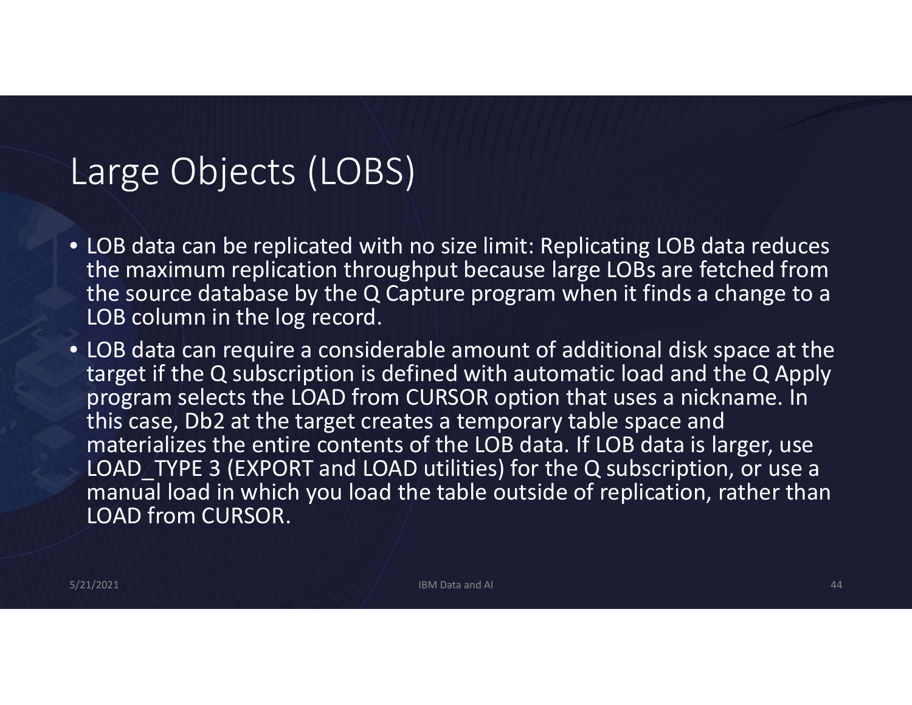# Large Objects (LOBS)

- LOB data can be replicated with no size limit: Replicating LOB data reduces the maximum replication throughput because large LOBs are fetched from the source database by the Q Capture program when it finds a change to a LOB column in the log record.
- LOB data can require a considerable amount of additional disk space at the target if the Q subscription is defined with automatic load and the Q Apply program selects the LOAD from CURSOR option that uses a nickname. In this case, Db2 at the target creates a temporary table space and materializes the entire contents of the LOB data. If LOB data is larger, use LOAD_TYPE 3 (EXPORT and LOAD utilities) for the Q subscription, or use a manual load in which you load the table outside of replication, rather than LOAD from CURSOR.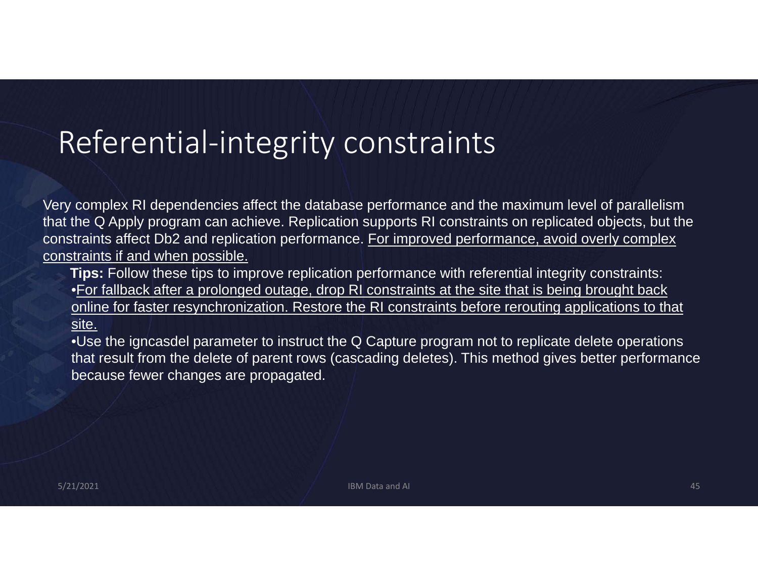# Referential-integrity constraints

Very complex RI dependencies affect the database performance and the maximum level of parallelism that the Q Apply program can achieve. Replication supports RI constraints on replicated objects, but the constraints affect Db2 and replication performance. For improved performance, avoid overly complex constraints if and when possible.

**Tips:** Follow these tips to improve replication performance with referential integrity constraints:

- For fallback after a prolonged outage, drop RI constraints at the site that is being brought back online for faster resynchronization. Restore the RI constraints before rerouting applications to that site.
- Use the igncasdel parameter to instruct the Q Capture program not to replicate delete operations that result from the delete of parent rows (cascading deletes). This method gives better performance because fewer changes are propagated.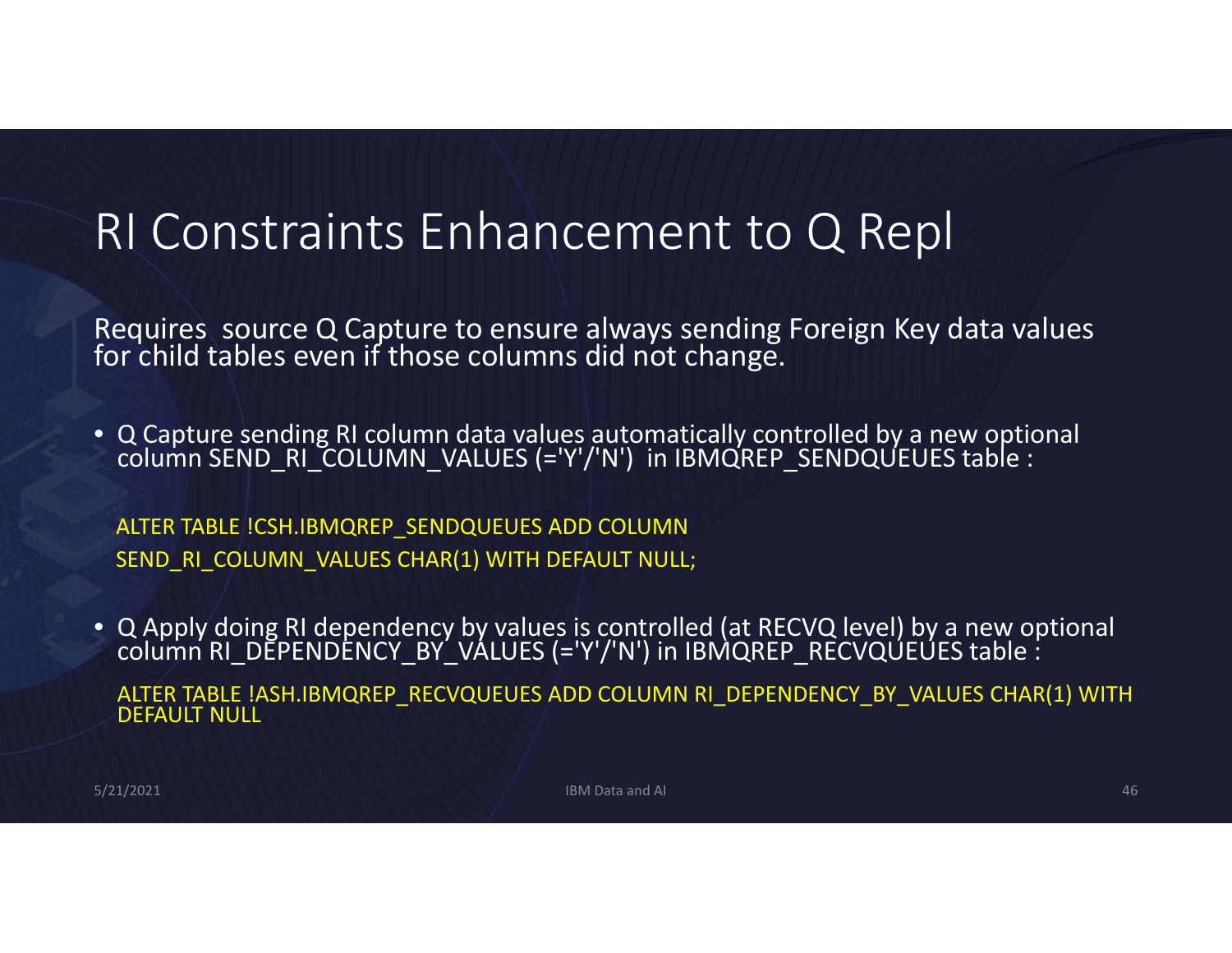# RI Constraints Enhancement to Q Repl

Requires source Q Capture to ensure always sending Foreign Key data values for child tables even if those columns did not change.

- Q Capture sending RI column data values automatically controlled by a new optional column SEND_RI_COLUMN_VALUES (='Y'/'N') in IBMQREP_SENDQUEUES table :

```
ALTER TABLE !CSH.IBMQREP_SENDQUEUES ADD COLUMN
SEND_RI_COLUMN_VALUES CHAR(1) WITH DEFAULT NULL;
```

- Q Apply doing RI dependency by values is controlled (at RECVQ level) by a new optional column RI_DEPENDENCY_BY_VALUES (='Y'/'N') in IBMQREP_RECVQUEUES table :

```
ALTER TABLE !ASH.IBMQREP_RECVQUEUES ADD COLUMN RI_DEPENDENCY_BY_VALUES CHAR(1) WITH
DEFAULT NULL
```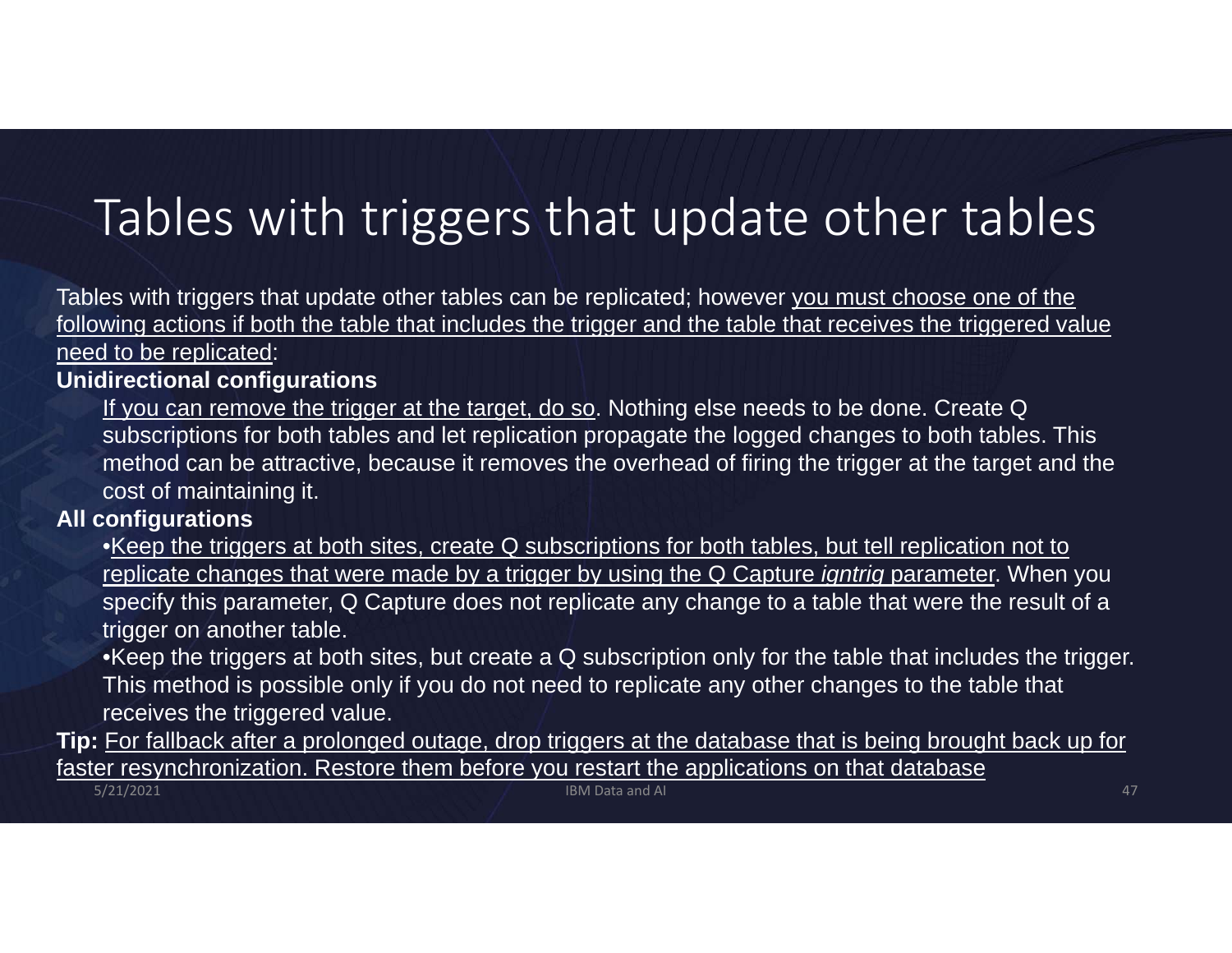# Tables with triggers that update other tables

Tables with triggers that update other tables can be replicated; however you must choose one of the following actions if both the table that includes the trigger and the table that receives the triggered value need to be replicated:

**Unidirectional configurations**

If you can remove the trigger at the target, do so. Nothing else needs to be done. Create Q subscriptions for both tables and let replication propagate the logged changes to both tables. This method can be attractive, because it removes the overhead of firing the trigger at the target and the cost of maintaining it.

**All configurations**

- Keep the triggers at both sites, create Q subscriptions for both tables, but tell replication not to replicate changes that were made by a trigger by using the Q Capture *igntrig* parameter. When you specify this parameter, Q Capture does not replicate any change to a table that were the result of a trigger on another table.
- Keep the triggers at both sites, but create a Q subscription only for the table that includes the trigger. This method is possible only if you do not need to replicate any other changes to the table that receives the triggered value.

**Tip:** For fallback after a prolonged outage, drop triggers at the database that is being brought back up for faster resynchronization. Restore them before you restart the applications on that database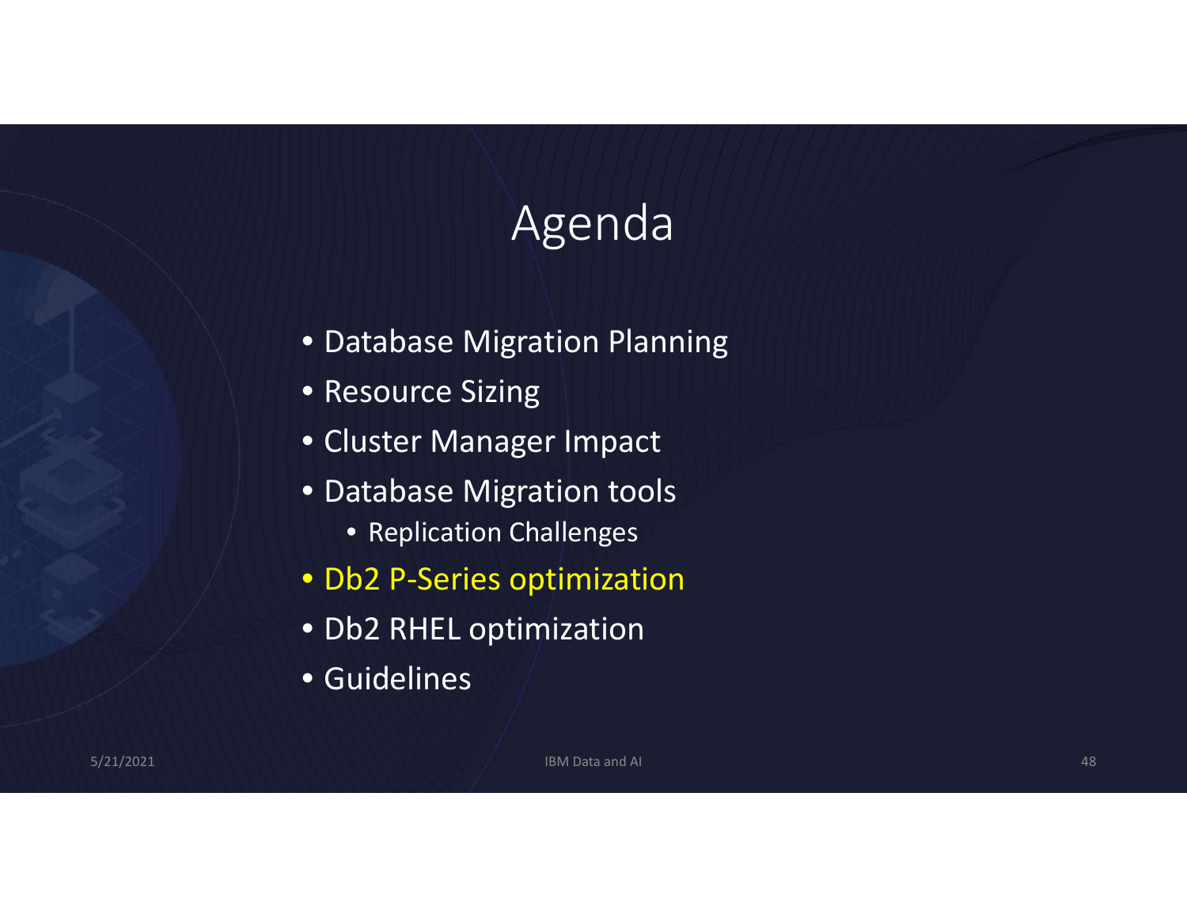# Agenda

- Database Migration Planning
- Resource Sizing
- Cluster Manager Impact
- Database Migration tools
  - Replication Challenges
- Db2 P-Series optimization
- Db2 RHEL optimization
- Guidelines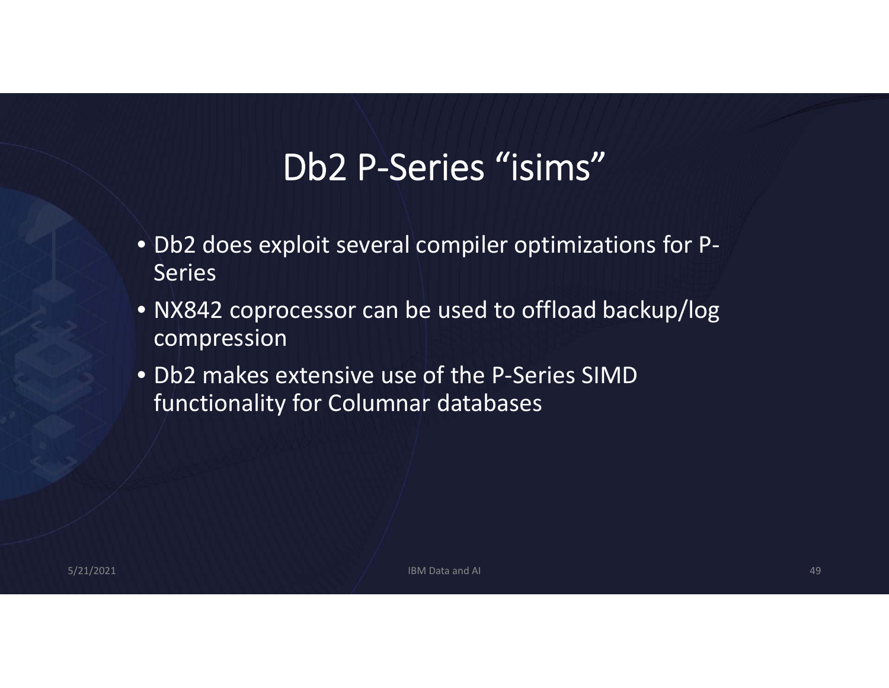# Db2 P-Series "isims"

- Db2 does exploit several compiler optimizations for P-Series
- NX842 coprocessor can be used to offload backup/log compression
- Db2 makes extensive use of the P-Series SIMD functionality for Columnar databases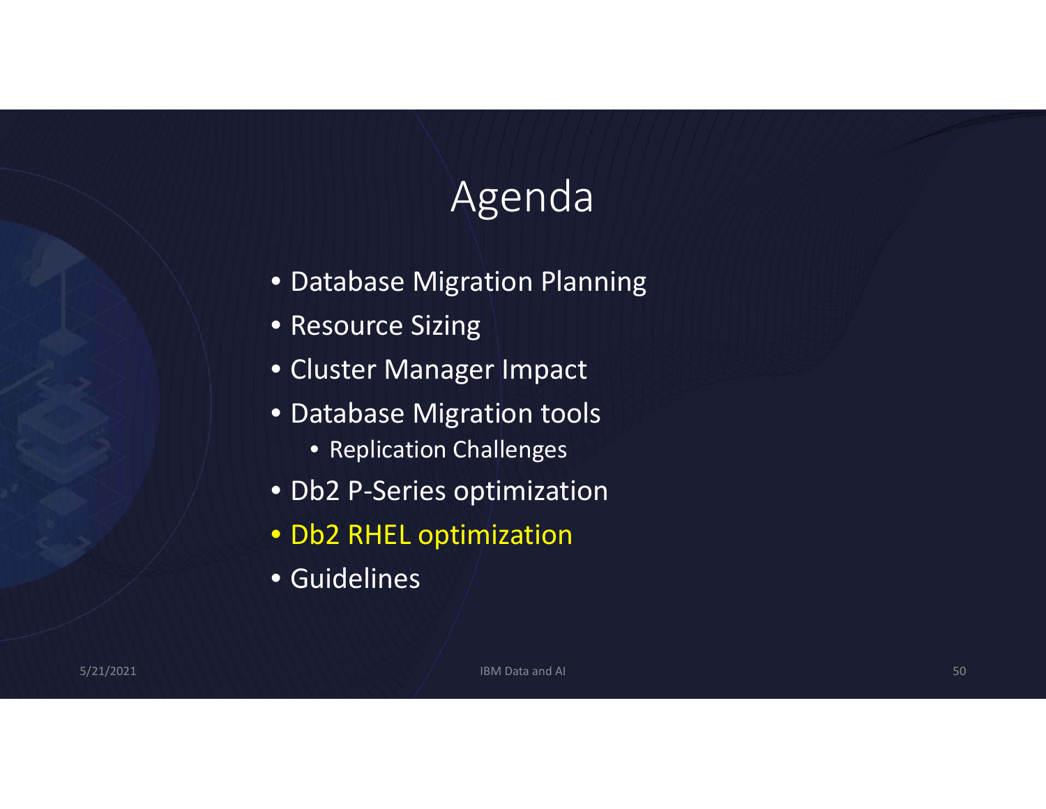# Agenda

- Database Migration Planning
- Resource Sizing
- Cluster Manager Impact
- Database Migration tools
  - Replication Challenges
- Db2 P-Series optimization
- Db2 RHEL optimization
- Guidelines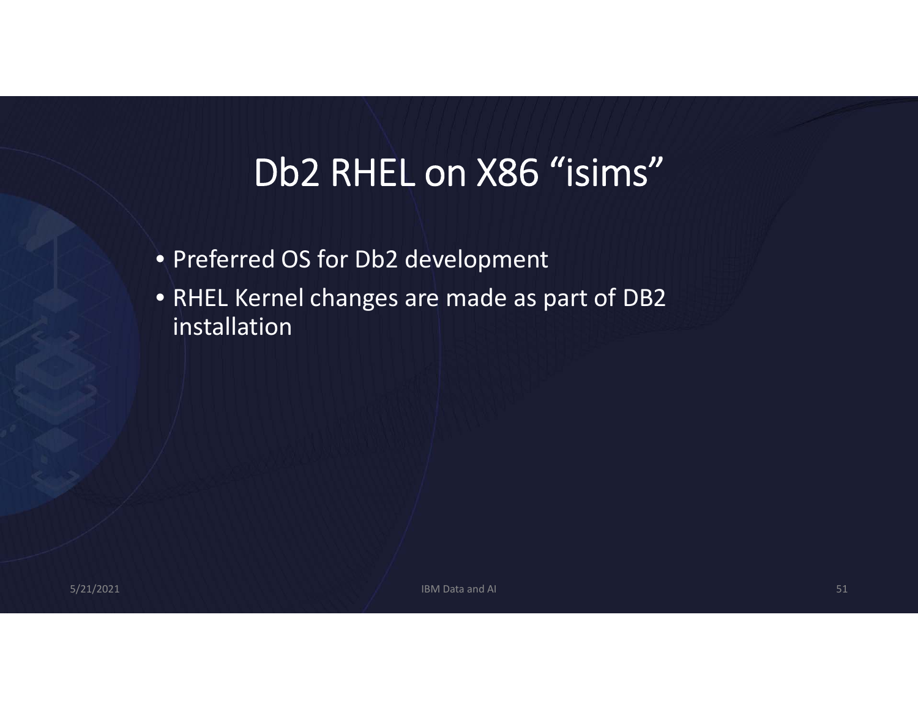# Db2 RHEL on X86 “isims”

- Preferred OS for Db2 development
- RHEL Kernel changes are made as part of DB2 installation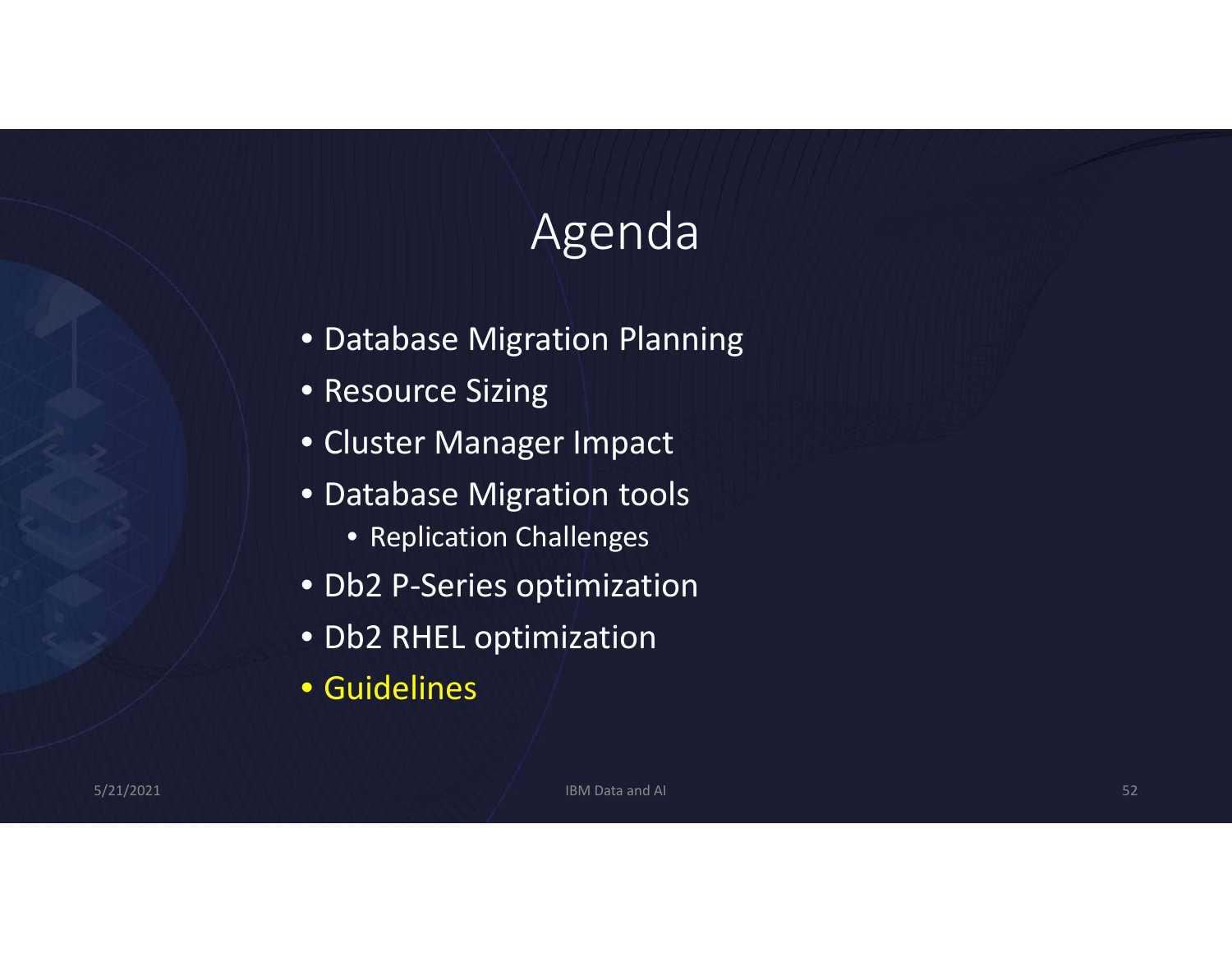# Agenda

- Database Migration Planning
- Resource Sizing
- Cluster Manager Impact
- Database Migration tools
  - Replication Challenges
- Db2 P-Series optimization
- Db2 RHEL optimization
- Guidelines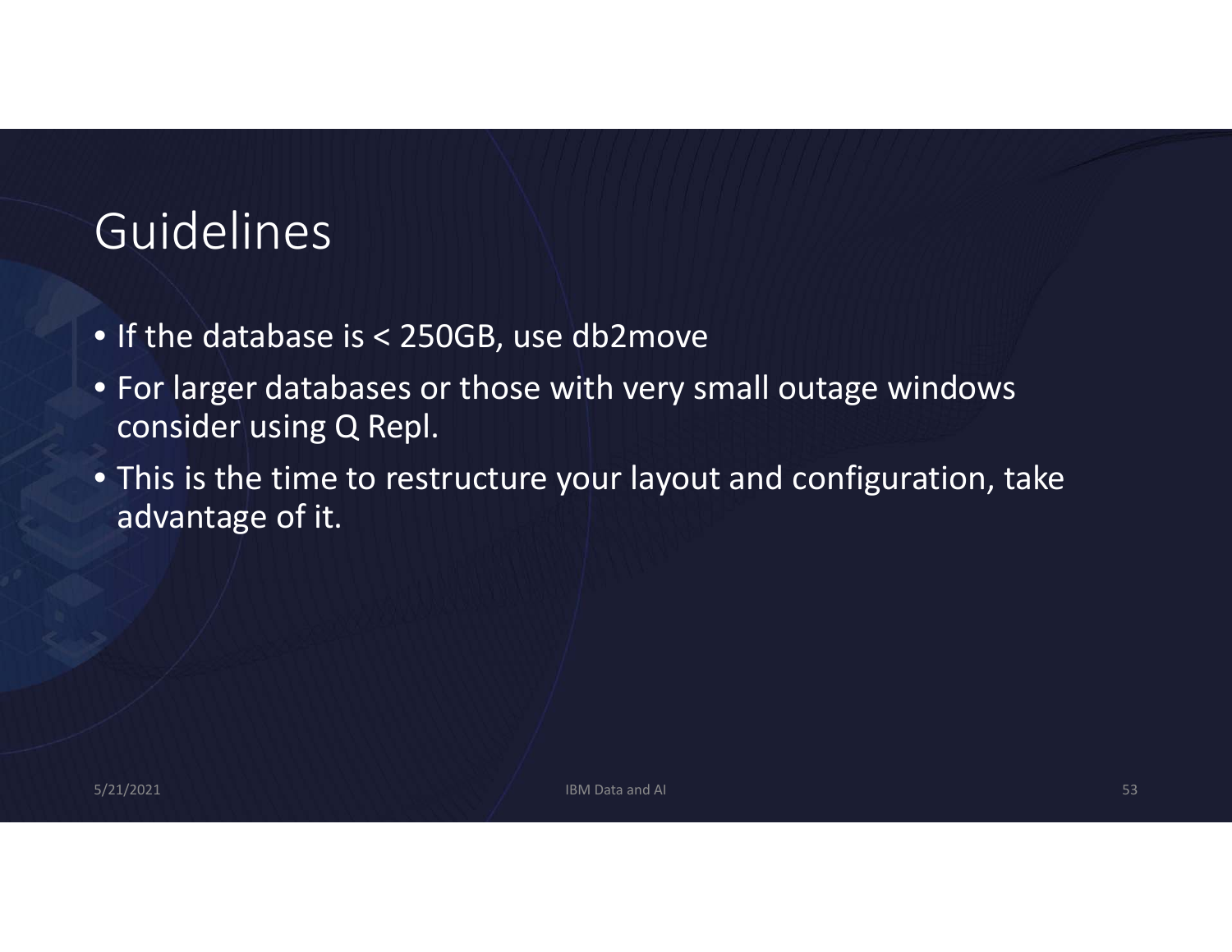# Guidelines

- If the database is < 250GB, use db2move
- For larger databases or those with very small outage windows consider using Q Repl.
- This is the time to restructure your layout and configuration, take advantage of it.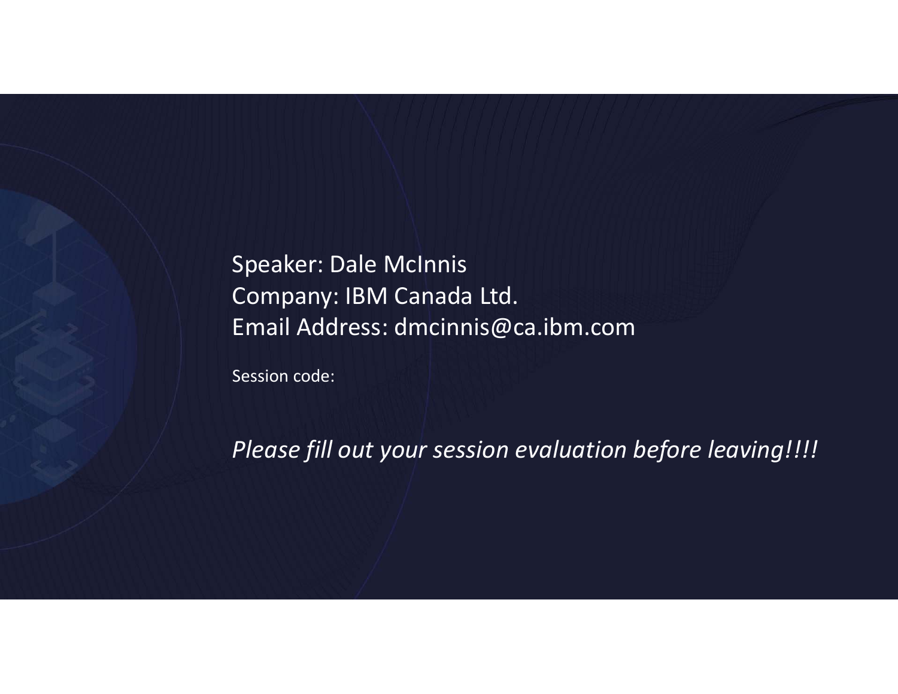Speaker: Dale McInnis
Company: IBM Canada Ltd.
Email Address: dmcinnis@ca.ibm.com

Session code:

*Please fill out your session evaluation before leaving!!!!*